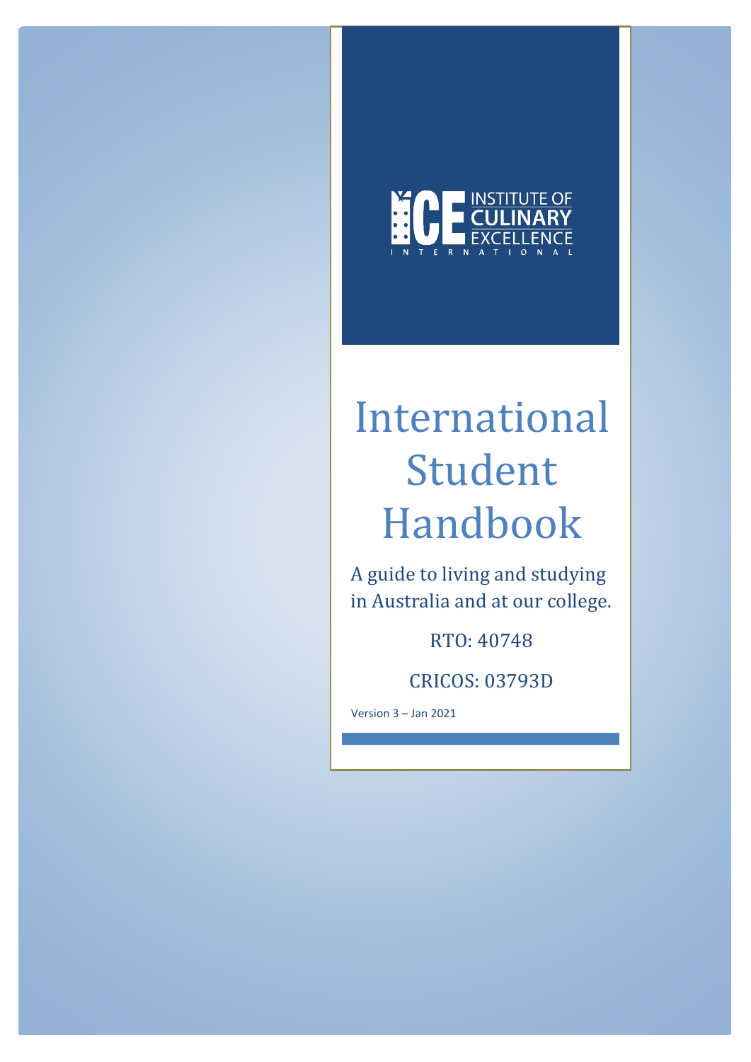ICE INSTITUTE OF CULINARY EXCELLENCE INTERNATIONAL

# International Student Handbook

A guide to living and studying in Australia and at our college.

RTO: 40748

CRICOS: 03793D

Version 3 – Jan 2021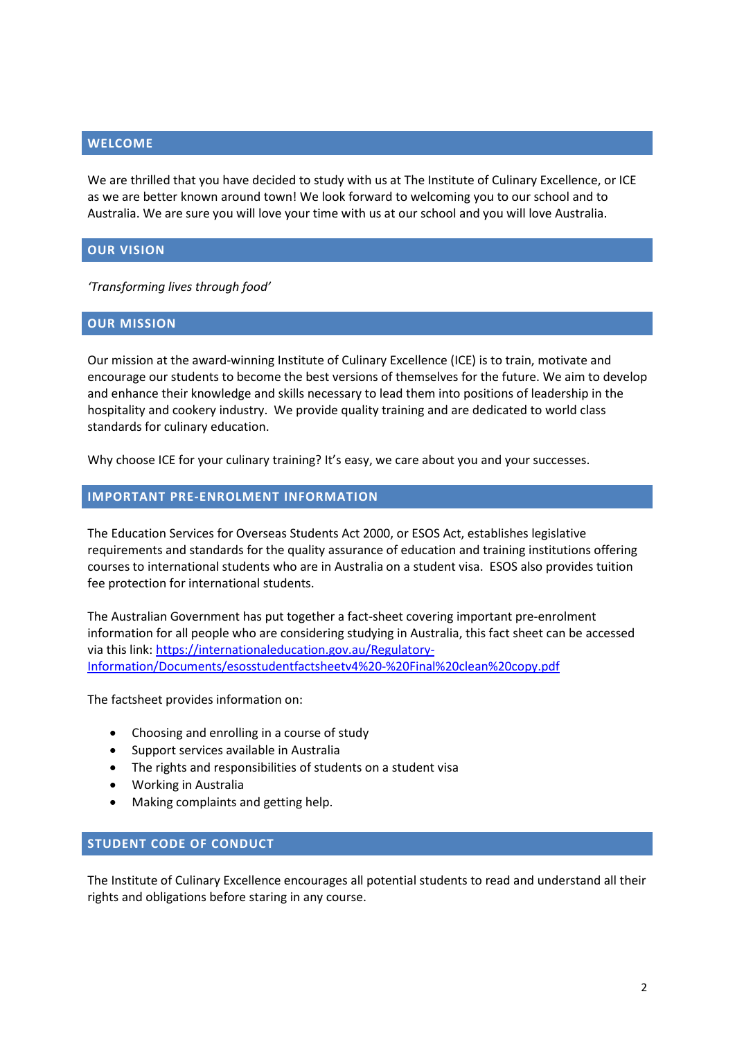## WELCOME

We are thrilled that you have decided to study with us at The Institute of Culinary Excellence, or ICE as we are better known around town! We look forward to welcoming you to our school and to Australia. We are sure you will love your time with us at our school and you will love Australia.

## OUR VISION

*'Transforming lives through food'*

## OUR MISSION

Our mission at the award-winning Institute of Culinary Excellence (ICE) is to train, motivate and encourage our students to become the best versions of themselves for the future. We aim to develop and enhance their knowledge and skills necessary to lead them into positions of leadership in the hospitality and cookery industry. We provide quality training and are dedicated to world class standards for culinary education.

Why choose ICE for your culinary training? It's easy, we care about you and your successes.

## IMPORTANT PRE-ENROLMENT INFORMATION

The Education Services for Overseas Students Act 2000, or ESOS Act, establishes legislative requirements and standards for the quality assurance of education and training institutions offering courses to international students who are in Australia on a student visa. ESOS also provides tuition fee protection for international students.

The Australian Government has put together a fact-sheet covering important pre-enrolment information for all people who are considering studying in Australia, this fact sheet can be accessed via this link: [https://internationaleducation.gov.au/Regulatory-Information/Documents/esosstudentfactsheetv4%20-%20Final%20clean%20copy.pdf](https://internationaleducation.gov.au/Regulatory-Information/Documents/esosstudentfactsheetv4%20-%20Final%20clean%20copy.pdf)

The factsheet provides information on:

- Choosing and enrolling in a course of study
- Support services available in Australia
- The rights and responsibilities of students on a student visa
- Working in Australia
- Making complaints and getting help.

## STUDENT CODE OF CONDUCT

The Institute of Culinary Excellence encourages all potential students to read and understand all their rights and obligations before staring in any course.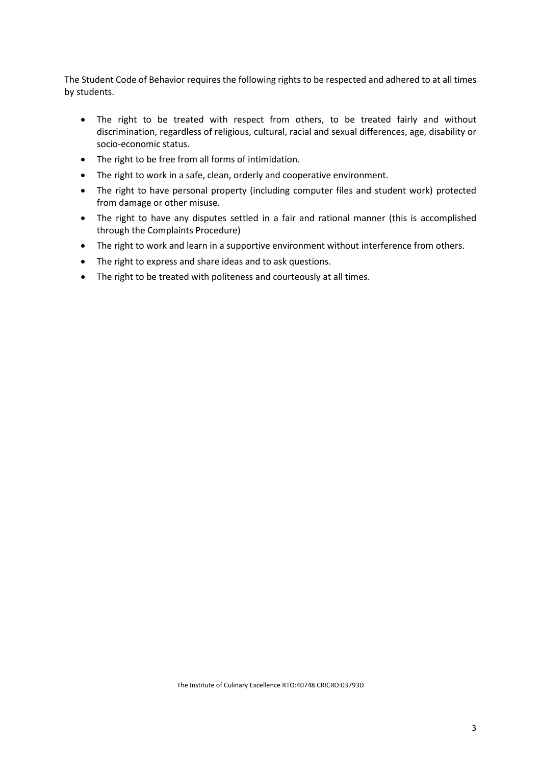The Student Code of Behavior requires the following rights to be respected and adhered to at all times by students.

- The right to be treated with respect from others, to be treated fairly and without discrimination, regardless of religious, cultural, racial and sexual differences, age, disability or socio-economic status.
- The right to be free from all forms of intimidation.
- The right to work in a safe, clean, orderly and cooperative environment.
- The right to have personal property (including computer files and student work) protected from damage or other misuse.
- The right to have any disputes settled in a fair and rational manner (this is accomplished through the Complaints Procedure)
- The right to work and learn in a supportive environment without interference from others.
- The right to express and share ideas and to ask questions.
- The right to be treated with politeness and courteously at all times.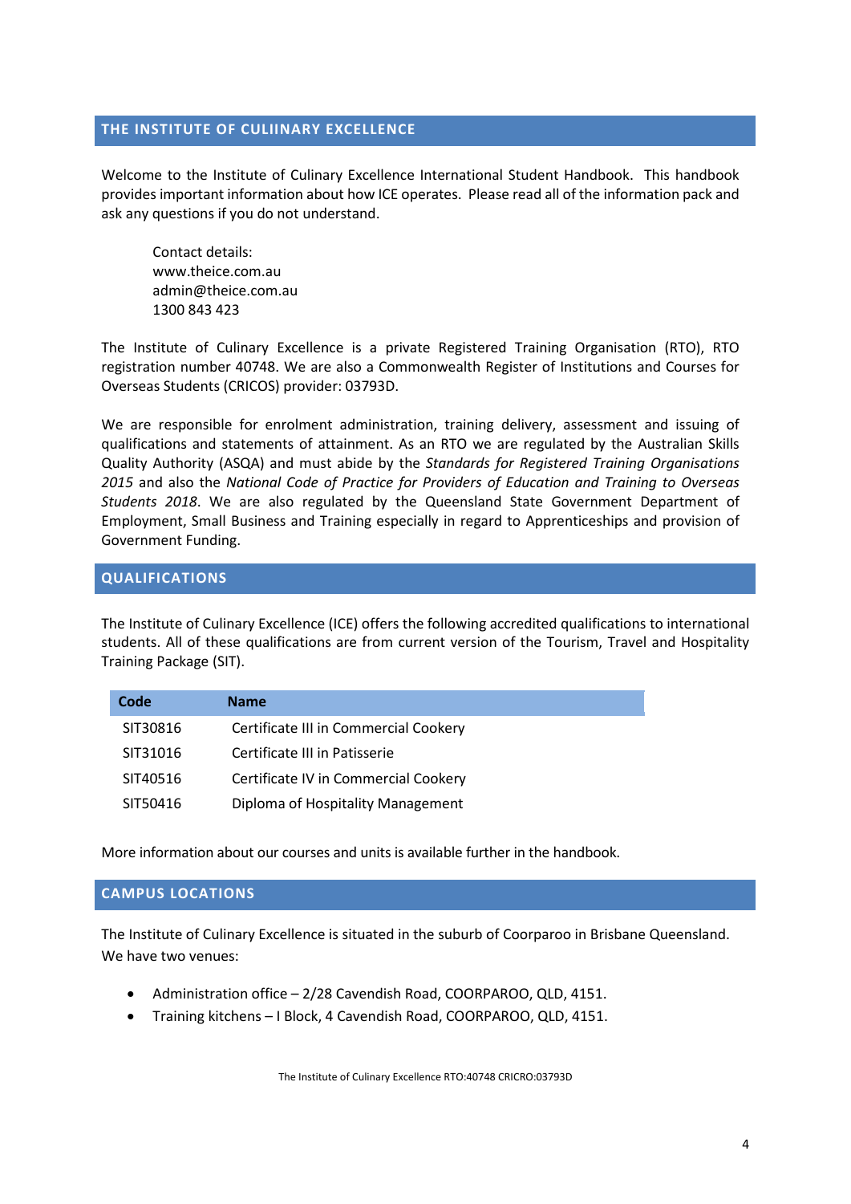## THE INSTITUTE OF CULIINARY EXCELLENCE

Welcome to the Institute of Culinary Excellence International Student Handbook. This handbook provides important information about how ICE operates. Please read all of the information pack and ask any questions if you do not understand.

Contact details:
www.theice.com.au
admin@theice.com.au
1300 843 423

The Institute of Culinary Excellence is a private Registered Training Organisation (RTO), RTO registration number 40748. We are also a Commonwealth Register of Institutions and Courses for Overseas Students (CRICOS) provider: 03793D.

We are responsible for enrolment administration, training delivery, assessment and issuing of qualifications and statements of attainment. As an RTO we are regulated by the Australian Skills Quality Authority (ASQA) and must abide by the *Standards for Registered Training Organisations 2015* and also the *National Code of Practice for Providers of Education and Training to Overseas Students 2018*. We are also regulated by the Queensland State Government Department of Employment, Small Business and Training especially in regard to Apprenticeships and provision of Government Funding.

## QUALIFICATIONS

The Institute of Culinary Excellence (ICE) offers the following accredited qualifications to international students. All of these qualifications are from current version of the Tourism, Travel and Hospitality Training Package (SIT).

| Code | Name |
|---|---|
| SIT30816 | Certificate III in Commercial Cookery |
| SIT31016 | Certificate III in Patisserie |
| SIT40516 | Certificate IV in Commercial Cookery |
| SIT50416 | Diploma of Hospitality Management |

More information about our courses and units is available further in the handbook.

## CAMPUS LOCATIONS

The Institute of Culinary Excellence is situated in the suburb of Coorparoo in Brisbane Queensland. We have two venues:

- Administration office – 2/28 Cavendish Road, COORPAROO, QLD, 4151.
- Training kitchens – I Block, 4 Cavendish Road, COORPAROO, QLD, 4151.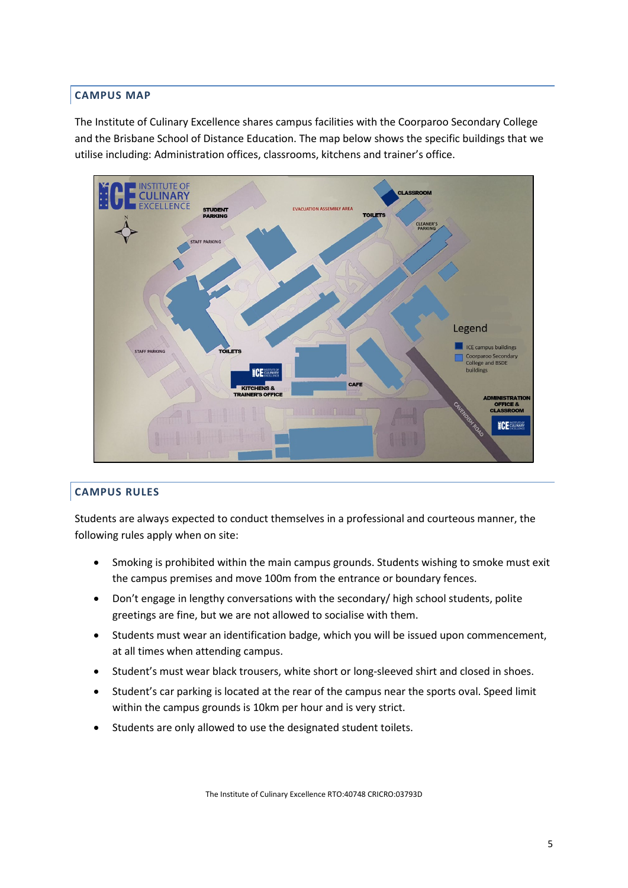## CAMPUS MAP

The Institute of Culinary Excellence shares campus facilities with the Coorparoo Secondary College and the Brisbane School of Distance Education. The map below shows the specific buildings that we utilise including: Administration offices, classrooms, kitchens and trainer's office.

## CAMPUS RULES

Students are always expected to conduct themselves in a professional and courteous manner, the following rules apply when on site:

- Smoking is prohibited within the main campus grounds. Students wishing to smoke must exit the campus premises and move 100m from the entrance or boundary fences.
- Don't engage in lengthy conversations with the secondary/ high school students, polite greetings are fine, but we are not allowed to socialise with them.
- Students must wear an identification badge, which you will be issued upon commencement, at all times when attending campus.
- Student's must wear black trousers, white short or long-sleeved shirt and closed in shoes.
- Student's car parking is located at the rear of the campus near the sports oval. Speed limit within the campus grounds is 10km per hour and is very strict.
- Students are only allowed to use the designated student toilets.

The Institute of Culinary Excellence RTO:40748 CRICRO:03793D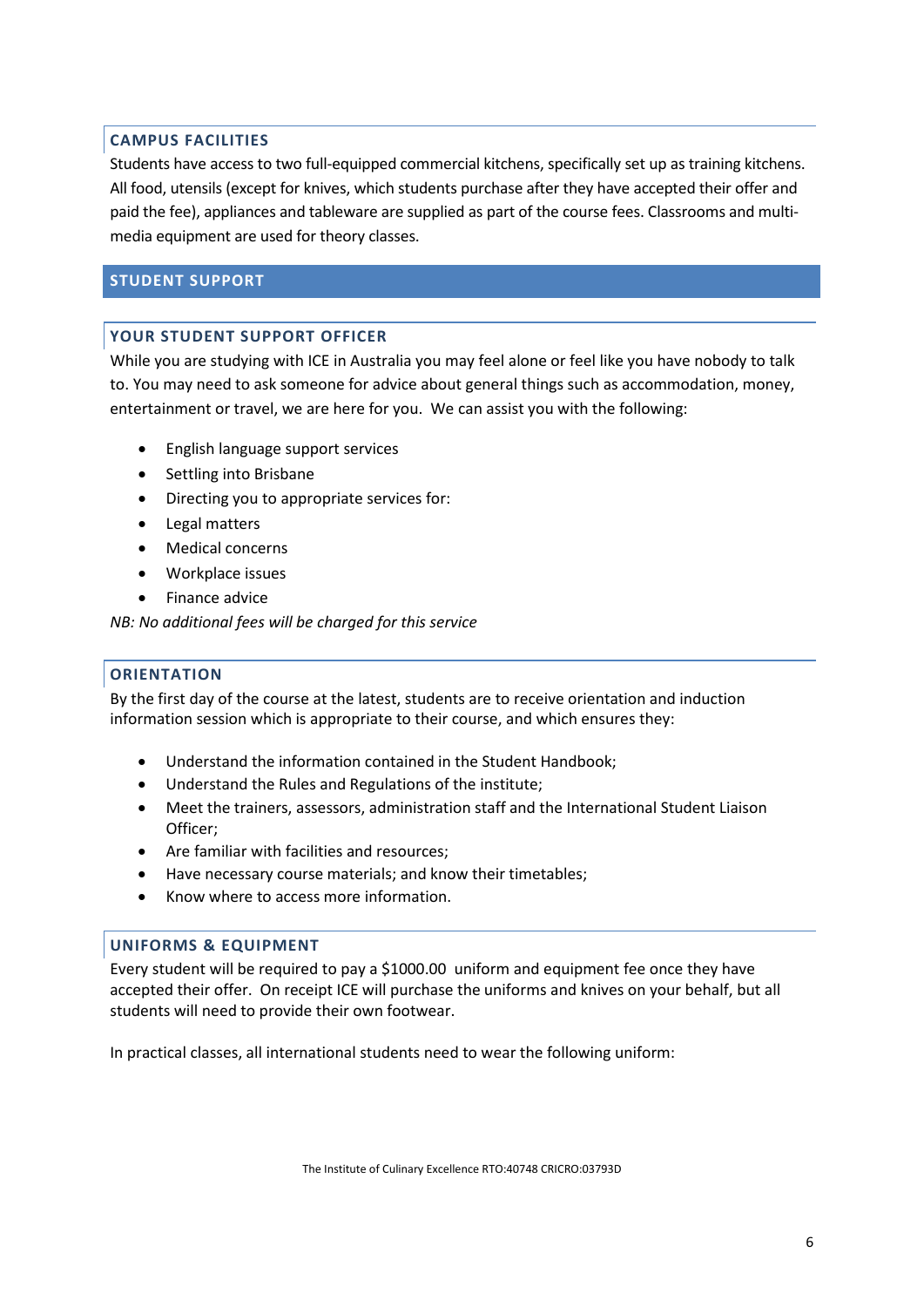### CAMPUS FACILITIES

Students have access to two full-equipped commercial kitchens, specifically set up as training kitchens. All food, utensils (except for knives, which students purchase after they have accepted their offer and paid the fee), appliances and tableware are supplied as part of the course fees. Classrooms and multi-media equipment are used for theory classes.

## STUDENT SUPPORT

### YOUR STUDENT SUPPORT OFFICER

While you are studying with ICE in Australia you may feel alone or feel like you have nobody to talk to. You may need to ask someone for advice about general things such as accommodation, money, entertainment or travel, we are here for you. We can assist you with the following:

- English language support services
- Settling into Brisbane
- Directing you to appropriate services for:
- Legal matters
- Medical concerns
- Workplace issues
- Finance advice

*NB: No additional fees will be charged for this service*

### ORIENTATION

By the first day of the course at the latest, students are to receive orientation and induction information session which is appropriate to their course, and which ensures they:

- Understand the information contained in the Student Handbook;
- Understand the Rules and Regulations of the institute;
- Meet the trainers, assessors, administration staff and the International Student Liaison Officer;
- Are familiar with facilities and resources;
- Have necessary course materials; and know their timetables;
- Know where to access more information.

### UNIFORMS & EQUIPMENT

Every student will be required to pay a $1000.00 uniform and equipment fee once they have accepted their offer. On receipt ICE will purchase the uniforms and knives on your behalf, but all students will need to provide their own footwear.

In practical classes, all international students need to wear the following uniform: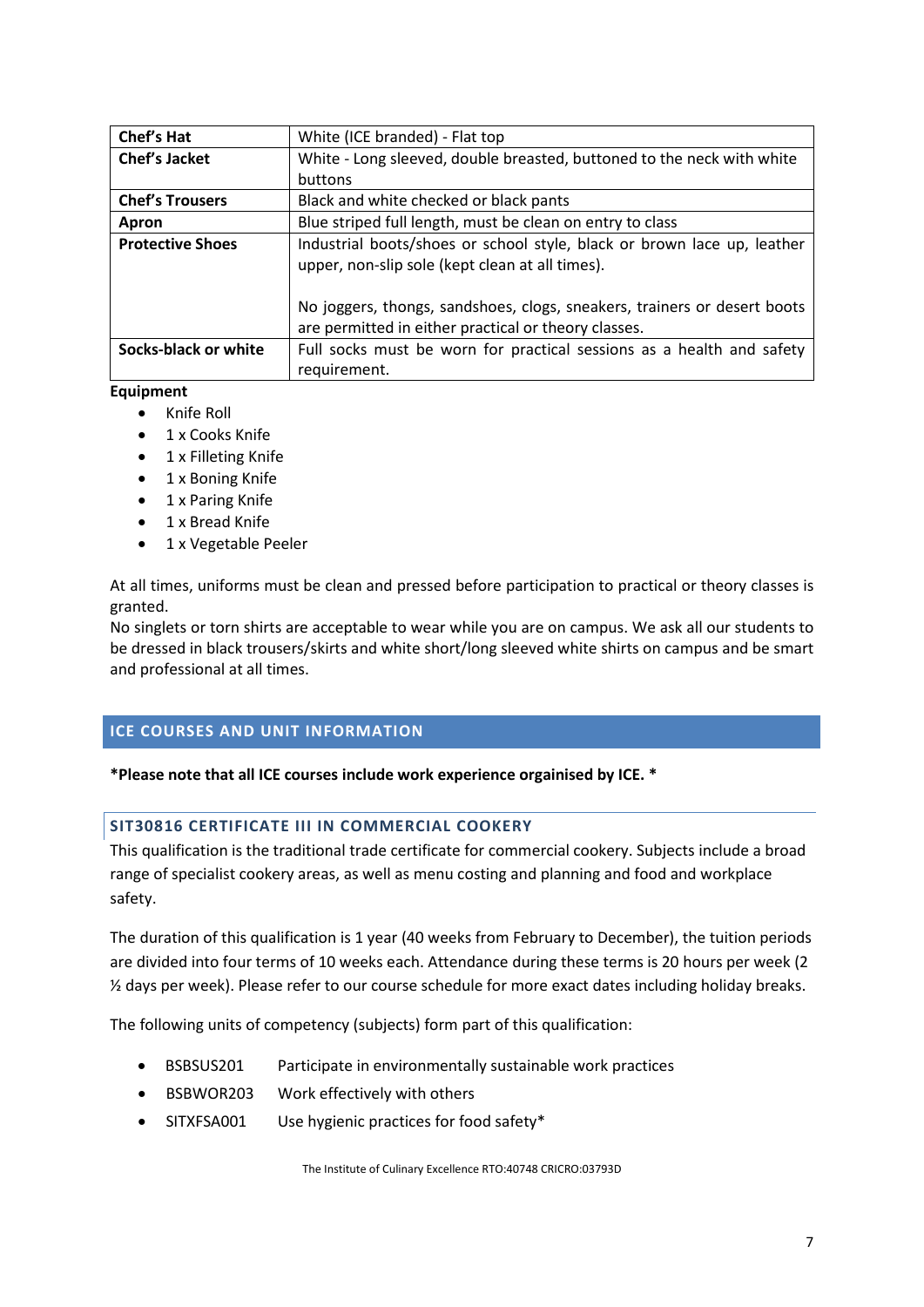| | |
|---|---|
| **Chef's Hat** | White (ICE branded) - Flat top |
| **Chef's Jacket** | White - Long sleeved, double breasted, buttoned to the neck with white buttons |
| **Chef's Trousers** | Black and white checked or black pants |
| **Apron** | Blue striped full length, must be clean on entry to class |
| **Protective Shoes** | Industrial boots/shoes or school style, black or brown lace up, leather upper, non-slip sole (kept clean at all times).<br><br>No joggers, thongs, sandshoes, clogs, sneakers, trainers or desert boots are permitted in either practical or theory classes. |
| **Socks-black or white** | Full socks must be worn for practical sessions as a health and safety requirement. |

**Equipment**

- Knife Roll
- 1 x Cooks Knife
- 1 x Filleting Knife
- 1 x Boning Knife
- 1 x Paring Knife
- 1 x Bread Knife
- 1 x Vegetable Peeler

At all times, uniforms must be clean and pressed before participation to practical or theory classes is granted.
No singlets or torn shirts are acceptable to wear while you are on campus. We ask all our students to be dressed in black trousers/skirts and white short/long sleeved white shirts on campus and be smart and professional at all times.

## ICE COURSES AND UNIT INFORMATION

***Please note that all ICE courses include work experience orgainised by ICE. ***

### SIT30816 CERTIFICATE III IN COMMERCIAL COOKERY

This qualification is the traditional trade certificate for commercial cookery. Subjects include a broad range of specialist cookery areas, as well as menu costing and planning and food and workplace safety.

The duration of this qualification is 1 year (40 weeks from February to December), the tuition periods are divided into four terms of 10 weeks each. Attendance during these terms is 20 hours per week (2 ½ days per week). Please refer to our course schedule for more exact dates including holiday breaks.

The following units of competency (subjects) form part of this qualification:

- BSBSUS201 Participate in environmentally sustainable work practices
- BSBWOR203 Work effectively with others
- SITXFSA001 Use hygienic practices for food safety*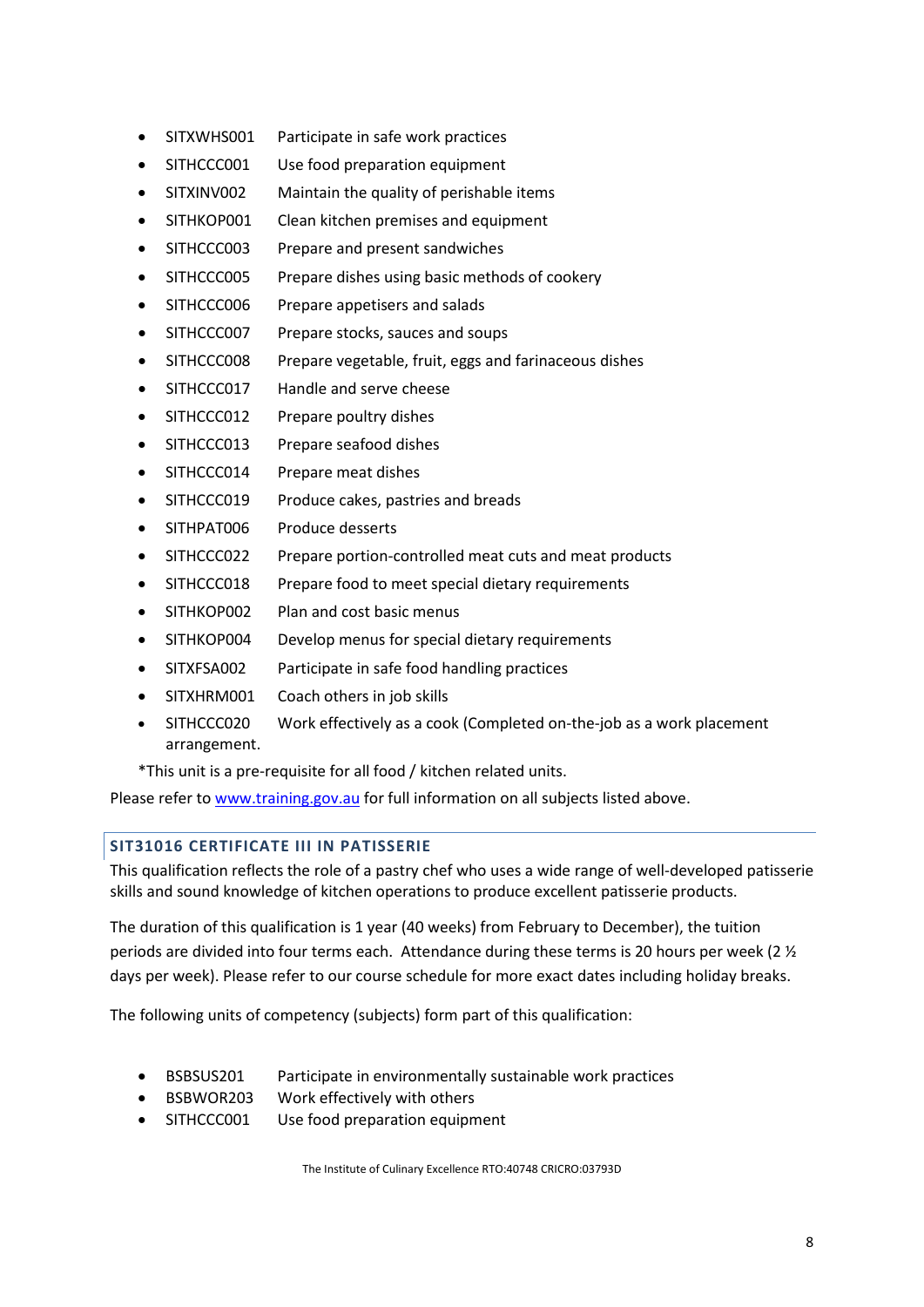- SITXWHS001 Participate in safe work practices
- SITHCCC001 Use food preparation equipment
- SITXINV002 Maintain the quality of perishable items
- SITHKOP001 Clean kitchen premises and equipment
- SITHCCC003 Prepare and present sandwiches
- SITHCCC005 Prepare dishes using basic methods of cookery
- SITHCCC006 Prepare appetisers and salads
- SITHCCC007 Prepare stocks, sauces and soups
- SITHCCC008 Prepare vegetable, fruit, eggs and farinaceous dishes
- SITHCCC017 Handle and serve cheese
- SITHCCC012 Prepare poultry dishes
- SITHCCC013 Prepare seafood dishes
- SITHCCC014 Prepare meat dishes
- SITHCCC019 Produce cakes, pastries and breads
- SITHPAT006 Produce desserts
- SITHCCC022 Prepare portion-controlled meat cuts and meat products
- SITHCCC018 Prepare food to meet special dietary requirements
- SITHKOP002 Plan and cost basic menus
- SITHKOP004 Develop menus for special dietary requirements
- SITXFSA002 Participate in safe food handling practices
- SITXHRM001 Coach others in job skills
- SITHCCC020 Work effectively as a cook (Completed on-the-job as a work placement arrangement.

*This unit is a pre-requisite for all food / kitchen related units.

Please refer to www.training.gov.au for full information on all subjects listed above.

## SIT31016 CERTIFICATE III IN PATISSERIE

This qualification reflects the role of a pastry chef who uses a wide range of well-developed patisserie skills and sound knowledge of kitchen operations to produce excellent patisserie products.

The duration of this qualification is 1 year (40 weeks) from February to December), the tuition periods are divided into four terms each. Attendance during these terms is 20 hours per week (2 ½ days per week). Please refer to our course schedule for more exact dates including holiday breaks.

The following units of competency (subjects) form part of this qualification:

- BSBSUS201 Participate in environmentally sustainable work practices
- BSBWOR203 Work effectively with others
- SITHCCC001 Use food preparation equipment

The Institute of Culinary Excellence RTO:40748 CRICRO:03793D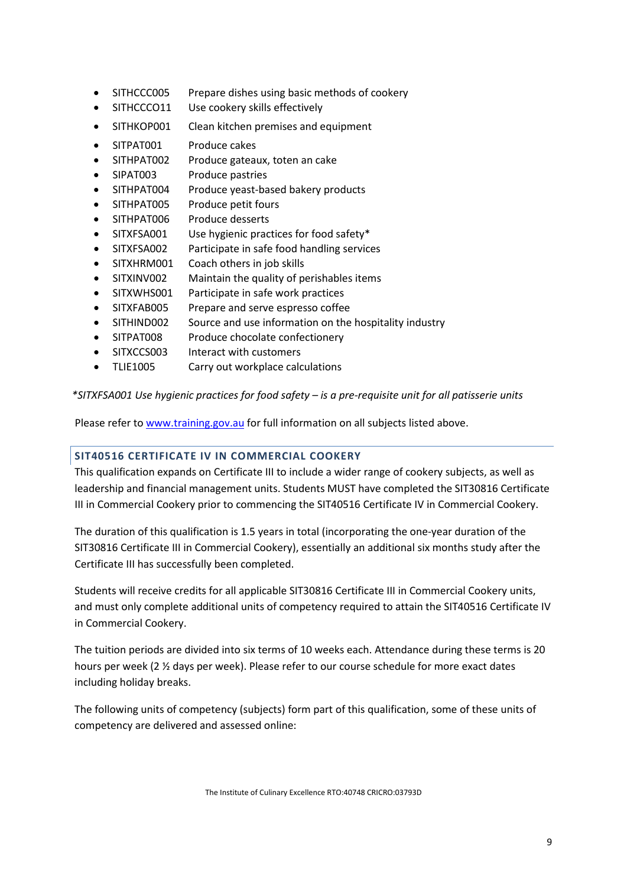- SITHCCC005 Prepare dishes using basic methods of cookery
- SITHCCCO11 Use cookery skills effectively
- SITHKOP001 Clean kitchen premises and equipment
- SITPAT001 Produce cakes
- SITHPAT002 Produce gateaux, toten an cake
- SIPAT003 Produce pastries
- SITHPAT004 Produce yeast-based bakery products
- SITHPAT005 Produce petit fours
- SITHPAT006 Produce desserts
- SITXFSA001 Use hygienic practices for food safety*
- SITXFSA002 Participate in safe food handling services
- SITXHRM001 Coach others in job skills
- SITXINV002 Maintain the quality of perishables items
- SITXWHS001 Participate in safe work practices
- SITXFAB005 Prepare and serve espresso coffee
- SITHIND002 Source and use information on the hospitality industry
- SITPAT008 Produce chocolate confectionery
- SITXCCS003 Interact with customers
- TLIE1005 Carry out workplace calculations

*\*SITXFSA001 Use hygienic practices for food safety – is a pre-requisite unit for all patisserie units*

Please refer to [www.training.gov.au](http://www.training.gov.au) for full information on all subjects listed above.

## SIT40516 CERTIFICATE IV IN COMMERCIAL COOKERY

This qualification expands on Certificate III to include a wider range of cookery subjects, as well as leadership and financial management units. Students MUST have completed the SIT30816 Certificate III in Commercial Cookery prior to commencing the SIT40516 Certificate IV in Commercial Cookery.

The duration of this qualification is 1.5 years in total (incorporating the one-year duration of the SIT30816 Certificate III in Commercial Cookery), essentially an additional six months study after the Certificate III has successfully been completed.

Students will receive credits for all applicable SIT30816 Certificate III in Commercial Cookery units, and must only complete additional units of competency required to attain the SIT40516 Certificate IV in Commercial Cookery.

The tuition periods are divided into six terms of 10 weeks each. Attendance during these terms is 20 hours per week (2 ½ days per week). Please refer to our course schedule for more exact dates including holiday breaks.

The following units of competency (subjects) form part of this qualification, some of these units of competency are delivered and assessed online: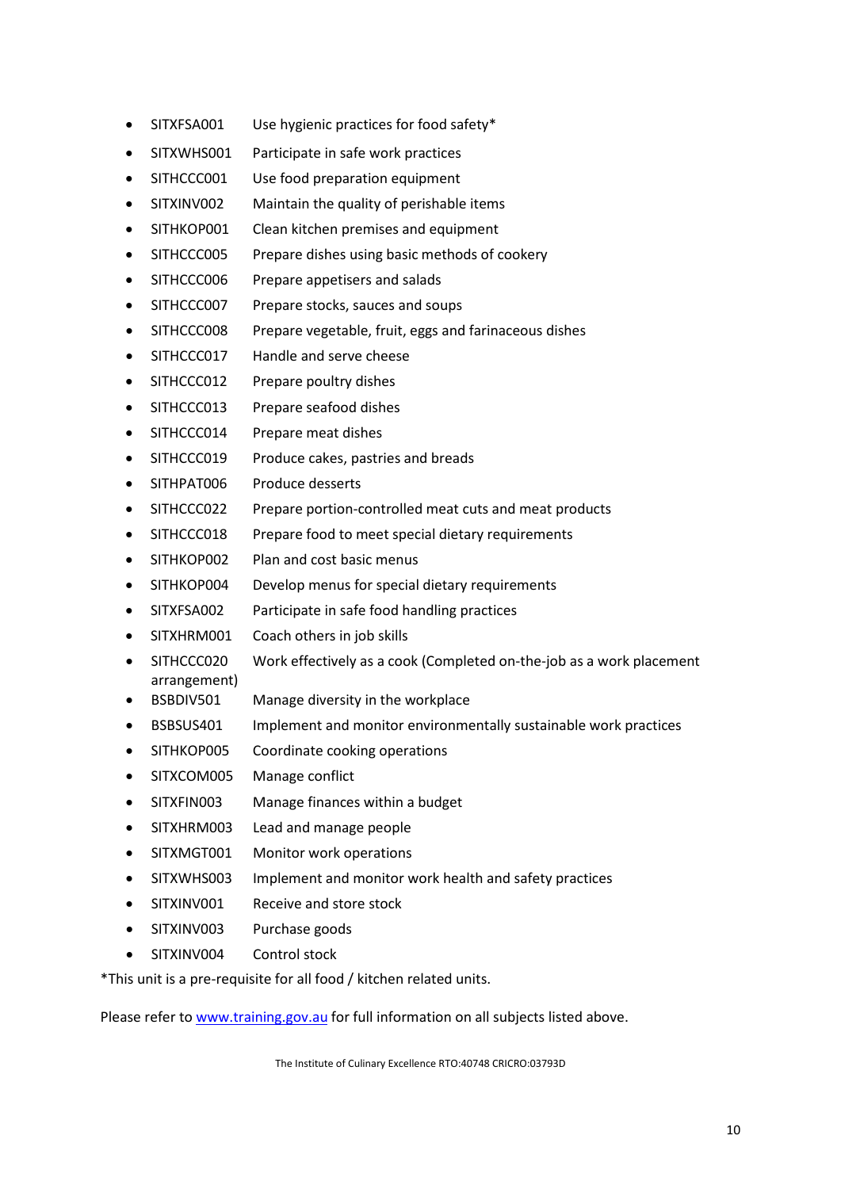- SITXFSA001 Use hygienic practices for food safety*
- SITXWHS001 Participate in safe work practices
- SITHCCC001 Use food preparation equipment
- SITXINV002 Maintain the quality of perishable items
- SITHKOP001 Clean kitchen premises and equipment
- SITHCCC005 Prepare dishes using basic methods of cookery
- SITHCCC006 Prepare appetisers and salads
- SITHCCC007 Prepare stocks, sauces and soups
- SITHCCC008 Prepare vegetable, fruit, eggs and farinaceous dishes
- SITHCCC017 Handle and serve cheese
- SITHCCC012 Prepare poultry dishes
- SITHCCC013 Prepare seafood dishes
- SITHCCC014 Prepare meat dishes
- SITHCCC019 Produce cakes, pastries and breads
- SITHPAT006 Produce desserts
- SITHCCC022 Prepare portion-controlled meat cuts and meat products
- SITHCCC018 Prepare food to meet special dietary requirements
- SITHKOP002 Plan and cost basic menus
- SITHKOP004 Develop menus for special dietary requirements
- SITXFSA002 Participate in safe food handling practices
- SITXHRM001 Coach others in job skills
- SITHCCC020 Work effectively as a cook (Completed on-the-job as a work placement arrangement)
- BSBDIV501 Manage diversity in the workplace
- BSBSUS401 Implement and monitor environmentally sustainable work practices
- SITHKOP005 Coordinate cooking operations
- SITXCOM005 Manage conflict
- SITXFIN003 Manage finances within a budget
- SITXHRM003 Lead and manage people
- SITXMGT001 Monitor work operations
- SITXWHS003 Implement and monitor work health and safety practices
- SITXINV001 Receive and store stock
- SITXINV003 Purchase goods
- SITXINV004 Control stock

*This unit is a pre-requisite for all food / kitchen related units.

Please refer to [www.training.gov.au](http://www.training.gov.au) for full information on all subjects listed above.

The Institute of Culinary Excellence RTO:40748 CRICRO:03793D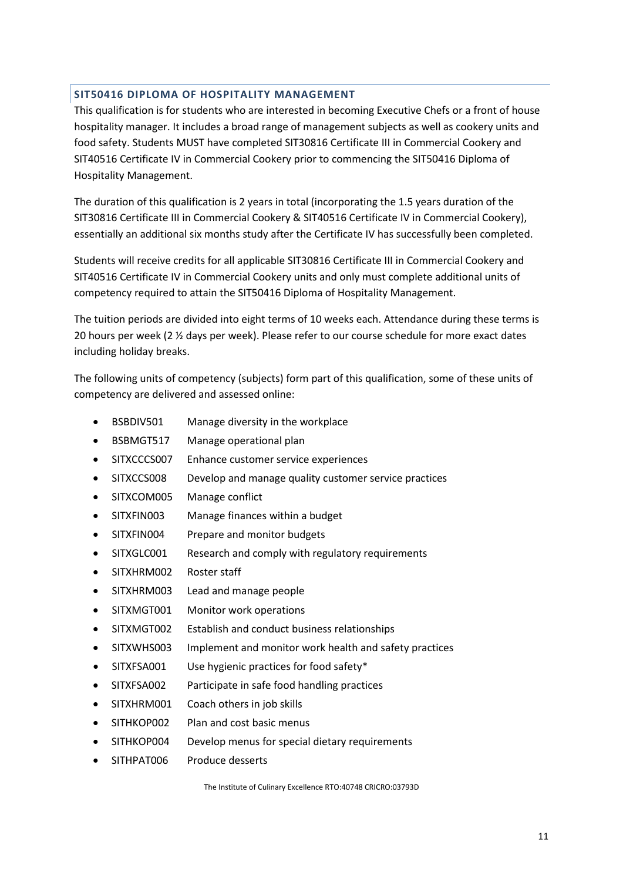## SIT50416 DIPLOMA OF HOSPITALITY MANAGEMENT

This qualification is for students who are interested in becoming Executive Chefs or a front of house hospitality manager. It includes a broad range of management subjects as well as cookery units and food safety. Students MUST have completed SIT30816 Certificate III in Commercial Cookery and SIT40516 Certificate IV in Commercial Cookery prior to commencing the SIT50416 Diploma of Hospitality Management.

The duration of this qualification is 2 years in total (incorporating the 1.5 years duration of the SIT30816 Certificate III in Commercial Cookery & SIT40516 Certificate IV in Commercial Cookery), essentially an additional six months study after the Certificate IV has successfully been completed.

Students will receive credits for all applicable SIT30816 Certificate III in Commercial Cookery and SIT40516 Certificate IV in Commercial Cookery units and only must complete additional units of competency required to attain the SIT50416 Diploma of Hospitality Management.

The tuition periods are divided into eight terms of 10 weeks each. Attendance during these terms is 20 hours per week (2 ½ days per week). Please refer to our course schedule for more exact dates including holiday breaks.

The following units of competency (subjects) form part of this qualification, some of these units of competency are delivered and assessed online:

- BSBDIV501 Manage diversity in the workplace
- BSBMGT517 Manage operational plan
- SITXCCCS007 Enhance customer service experiences
- SITXCCS008 Develop and manage quality customer service practices
- SITXCOM005 Manage conflict
- SITXFIN003 Manage finances within a budget
- SITXFIN004 Prepare and monitor budgets
- SITXGLC001 Research and comply with regulatory requirements
- SITXHRM002 Roster staff
- SITXHRM003 Lead and manage people
- SITXMGT001 Monitor work operations
- SITXMGT002 Establish and conduct business relationships
- SITXWHS003 Implement and monitor work health and safety practices
- SITXFSA001 Use hygienic practices for food safety*
- SITXFSA002 Participate in safe food handling practices
- SITXHRM001 Coach others in job skills
- SITHKOP002 Plan and cost basic menus
- SITHKOP004 Develop menus for special dietary requirements
- SITHPAT006 Produce desserts

The Institute of Culinary Excellence RTO:40748 CRICRO:03793D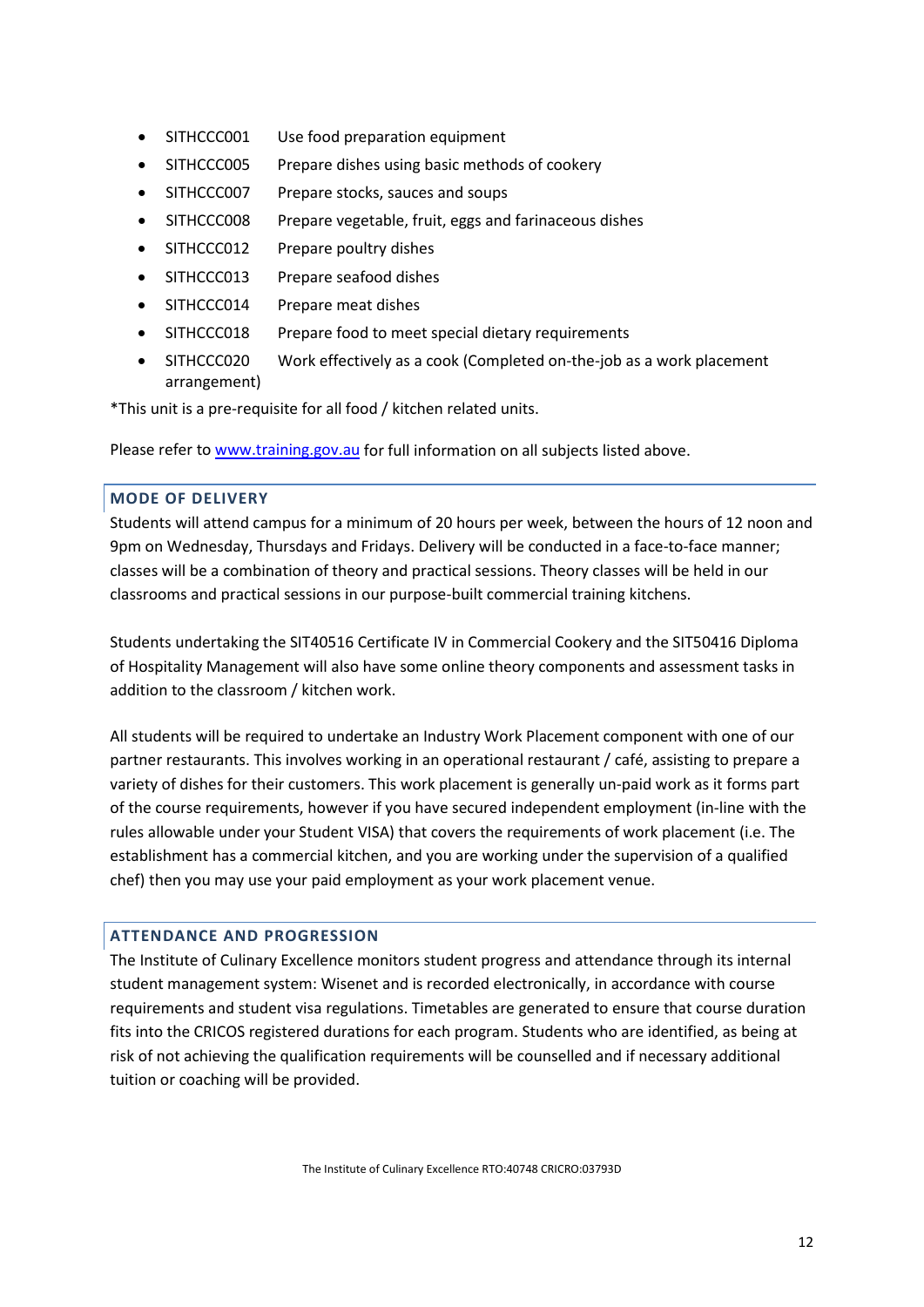- SITHCCC001 Use food preparation equipment
- SITHCCC005 Prepare dishes using basic methods of cookery
- SITHCCC007 Prepare stocks, sauces and soups
- SITHCCC008 Prepare vegetable, fruit, eggs and farinaceous dishes
- SITHCCC012 Prepare poultry dishes
- SITHCCC013 Prepare seafood dishes
- SITHCCC014 Prepare meat dishes
- SITHCCC018 Prepare food to meet special dietary requirements
- SITHCCC020 Work effectively as a cook (Completed on-the-job as a work placement arrangement)

*This unit is a pre-requisite for all food / kitchen related units.

Please refer to www.training.gov.au for full information on all subjects listed above.

## MODE OF DELIVERY

Students will attend campus for a minimum of 20 hours per week, between the hours of 12 noon and 9pm on Wednesday, Thursdays and Fridays. Delivery will be conducted in a face-to-face manner; classes will be a combination of theory and practical sessions. Theory classes will be held in our classrooms and practical sessions in our purpose-built commercial training kitchens.

Students undertaking the SIT40516 Certificate IV in Commercial Cookery and the SIT50416 Diploma of Hospitality Management will also have some online theory components and assessment tasks in addition to the classroom / kitchen work.

All students will be required to undertake an Industry Work Placement component with one of our partner restaurants. This involves working in an operational restaurant / café, assisting to prepare a variety of dishes for their customers. This work placement is generally un-paid work as it forms part of the course requirements, however if you have secured independent employment (in-line with the rules allowable under your Student VISA) that covers the requirements of work placement (i.e. The establishment has a commercial kitchen, and you are working under the supervision of a qualified chef) then you may use your paid employment as your work placement venue.

## ATTENDANCE AND PROGRESSION

The Institute of Culinary Excellence monitors student progress and attendance through its internal student management system: Wisenet and is recorded electronically, in accordance with course requirements and student visa regulations. Timetables are generated to ensure that course duration fits into the CRICOS registered durations for each program. Students who are identified, as being at risk of not achieving the qualification requirements will be counselled and if necessary additional tuition or coaching will be provided.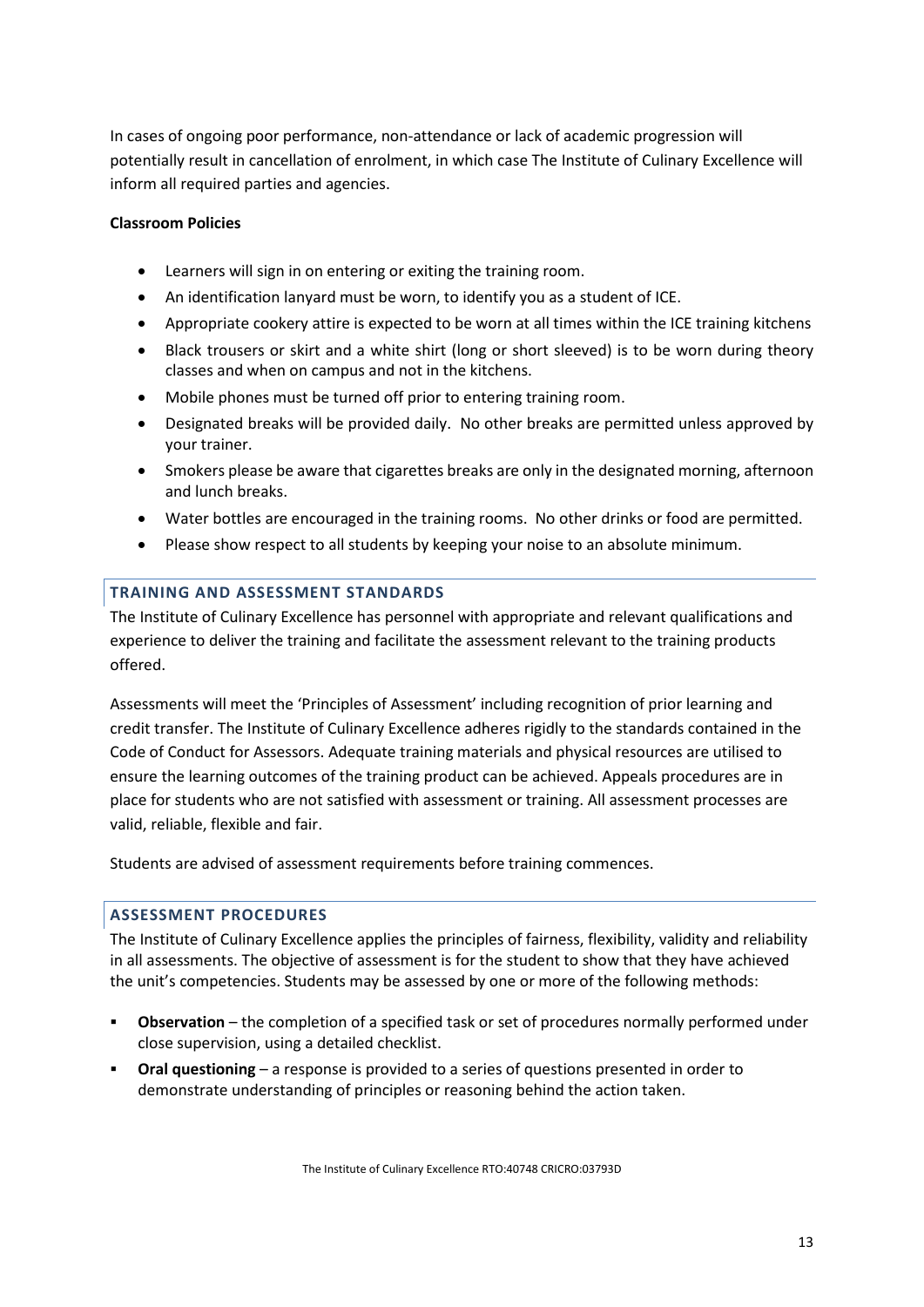In cases of ongoing poor performance, non-attendance or lack of academic progression will potentially result in cancellation of enrolment, in which case The Institute of Culinary Excellence will inform all required parties and agencies.

**Classroom Policies**

- Learners will sign in on entering or exiting the training room.
- An identification lanyard must be worn, to identify you as a student of ICE.
- Appropriate cookery attire is expected to be worn at all times within the ICE training kitchens
- Black trousers or skirt and a white shirt (long or short sleeved) is to be worn during theory classes and when on campus and not in the kitchens.
- Mobile phones must be turned off prior to entering training room.
- Designated breaks will be provided daily. No other breaks are permitted unless approved by your trainer.
- Smokers please be aware that cigarettes breaks are only in the designated morning, afternoon and lunch breaks.
- Water bottles are encouraged in the training rooms. No other drinks or food are permitted.
- Please show respect to all students by keeping your noise to an absolute minimum.

## TRAINING AND ASSESSMENT STANDARDS

The Institute of Culinary Excellence has personnel with appropriate and relevant qualifications and experience to deliver the training and facilitate the assessment relevant to the training products offered.

Assessments will meet the 'Principles of Assessment' including recognition of prior learning and credit transfer. The Institute of Culinary Excellence adheres rigidly to the standards contained in the Code of Conduct for Assessors. Adequate training materials and physical resources are utilised to ensure the learning outcomes of the training product can be achieved. Appeals procedures are in place for students who are not satisfied with assessment or training. All assessment processes are valid, reliable, flexible and fair.

Students are advised of assessment requirements before training commences.

## ASSESSMENT PROCEDURES

The Institute of Culinary Excellence applies the principles of fairness, flexibility, validity and reliability in all assessments. The objective of assessment is for the student to show that they have achieved the unit's competencies. Students may be assessed by one or more of the following methods:

- **Observation** – the completion of a specified task or set of procedures normally performed under close supervision, using a detailed checklist.
- **Oral questioning** – a response is provided to a series of questions presented in order to demonstrate understanding of principles or reasoning behind the action taken.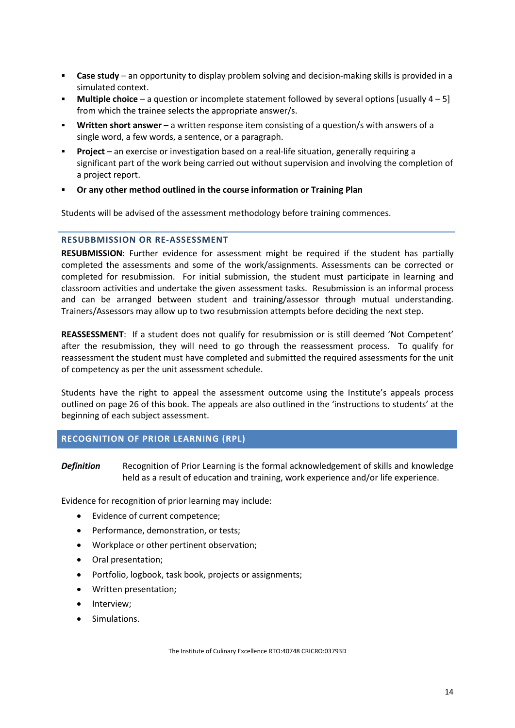- **Case study** – an opportunity to display problem solving and decision-making skills is provided in a simulated context.
- **Multiple choice** – a question or incomplete statement followed by several options [usually 4 – 5] from which the trainee selects the appropriate answer/s.
- **Written short answer** – a written response item consisting of a question/s with answers of a single word, a few words, a sentence, or a paragraph.
- **Project** – an exercise or investigation based on a real-life situation, generally requiring a significant part of the work being carried out without supervision and involving the completion of a project report.
- **Or any other method outlined in the course information or Training Plan**

Students will be advised of the assessment methodology before training commences.

### RESUBBMISSION OR RE-ASSESSMENT

**RESUBMISSION**: Further evidence for assessment might be required if the student has partially completed the assessments and some of the work/assignments. Assessments can be corrected or completed for resubmission. For initial submission, the student must participate in learning and classroom activities and undertake the given assessment tasks. Resubmission is an informal process and can be arranged between student and training/assessor through mutual understanding. Trainers/Assessors may allow up to two resubmission attempts before deciding the next step.

**REASSESSMENT**: If a student does not qualify for resubmission or is still deemed 'Not Competent' after the resubmission, they will need to go through the reassessment process. To qualify for reassessment the student must have completed and submitted the required assessments for the unit of competency as per the unit assessment schedule.

Students have the right to appeal the assessment outcome using the Institute's appeals process outlined on page 26 of this book. The appeals are also outlined in the 'instructions to students' at the beginning of each subject assessment.

## RECOGNITION OF PRIOR LEARNING (RPL)

***Definition*** Recognition of Prior Learning is the formal acknowledgement of skills and knowledge held as a result of education and training, work experience and/or life experience.

Evidence for recognition of prior learning may include:

- Evidence of current competence;
- Performance, demonstration, or tests;
- Workplace or other pertinent observation;
- Oral presentation;
- Portfolio, logbook, task book, projects or assignments;
- Written presentation;
- Interview;
- Simulations.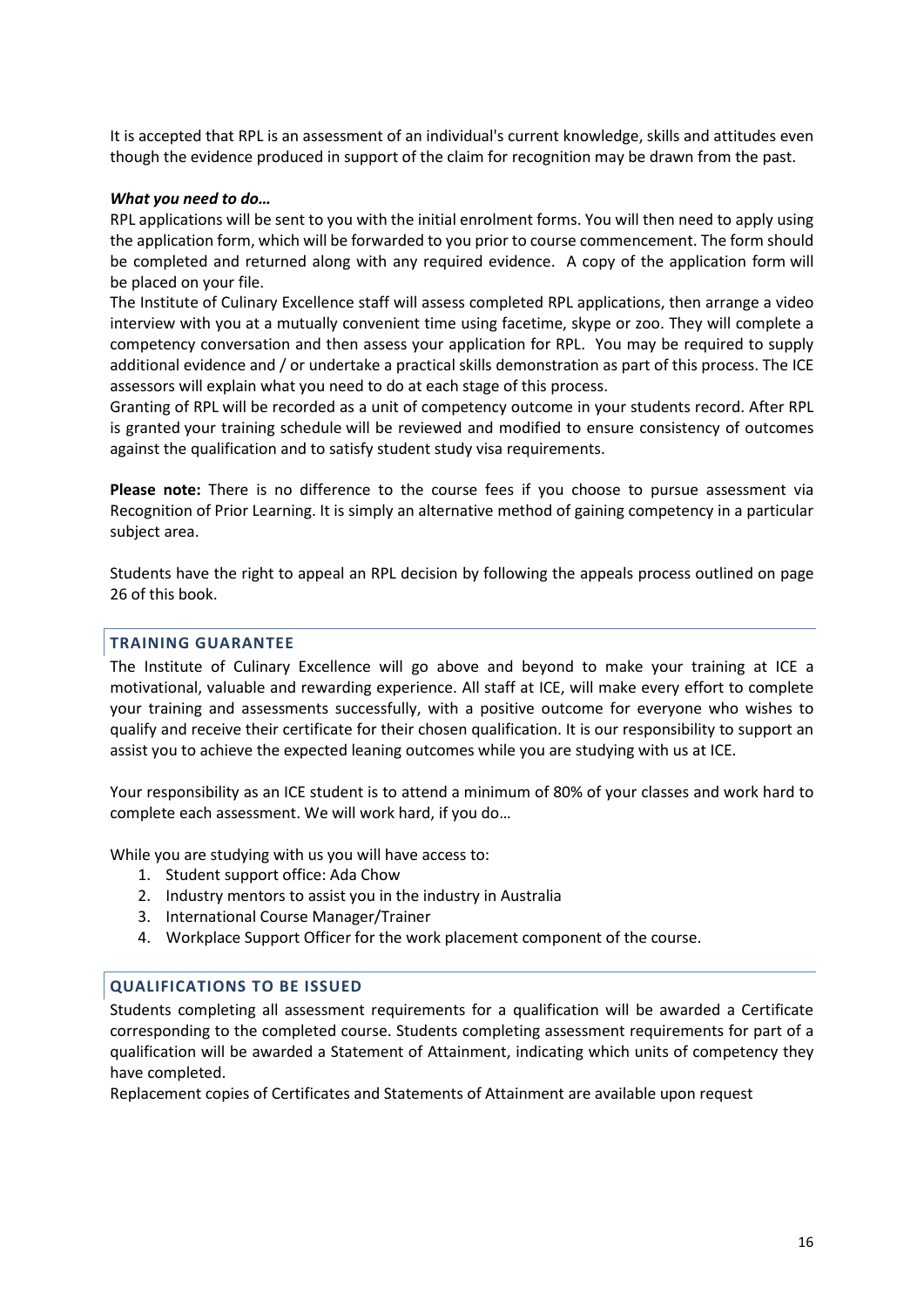It is accepted that RPL is an assessment of an individual's current knowledge, skills and attitudes even though the evidence produced in support of the claim for recognition may be drawn from the past.

***What you need to do…***

RPL applications will be sent to you with the initial enrolment forms. You will then need to apply using the application form, which will be forwarded to you prior to course commencement. The form should be completed and returned along with any required evidence. A copy of the application form will be placed on your file.

The Institute of Culinary Excellence staff will assess completed RPL applications, then arrange a video interview with you at a mutually convenient time using facetime, skype or zoo. They will complete a competency conversation and then assess your application for RPL. You may be required to supply additional evidence and / or undertake a practical skills demonstration as part of this process. The ICE assessors will explain what you need to do at each stage of this process.

Granting of RPL will be recorded as a unit of competency outcome in your students record. After RPL is granted your training schedule will be reviewed and modified to ensure consistency of outcomes against the qualification and to satisfy student study visa requirements.

**Please note:** There is no difference to the course fees if you choose to pursue assessment via Recognition of Prior Learning. It is simply an alternative method of gaining competency in a particular subject area.

Students have the right to appeal an RPL decision by following the appeals process outlined on page 26 of this book.

## TRAINING GUARANTEE

The Institute of Culinary Excellence will go above and beyond to make your training at ICE a motivational, valuable and rewarding experience. All staff at ICE, will make every effort to complete your training and assessments successfully, with a positive outcome for everyone who wishes to qualify and receive their certificate for their chosen qualification. It is our responsibility to support an assist you to achieve the expected leaning outcomes while you are studying with us at ICE.

Your responsibility as an ICE student is to attend a minimum of 80% of your classes and work hard to complete each assessment. We will work hard, if you do…

While you are studying with us you will have access to:

1. Student support office: Ada Chow
2. Industry mentors to assist you in the industry in Australia
3. International Course Manager/Trainer
4. Workplace Support Officer for the work placement component of the course.

## QUALIFICATIONS TO BE ISSUED

Students completing all assessment requirements for a qualification will be awarded a Certificate corresponding to the completed course. Students completing assessment requirements for part of a qualification will be awarded a Statement of Attainment, indicating which units of competency they have completed.

Replacement copies of Certificates and Statements of Attainment are available upon request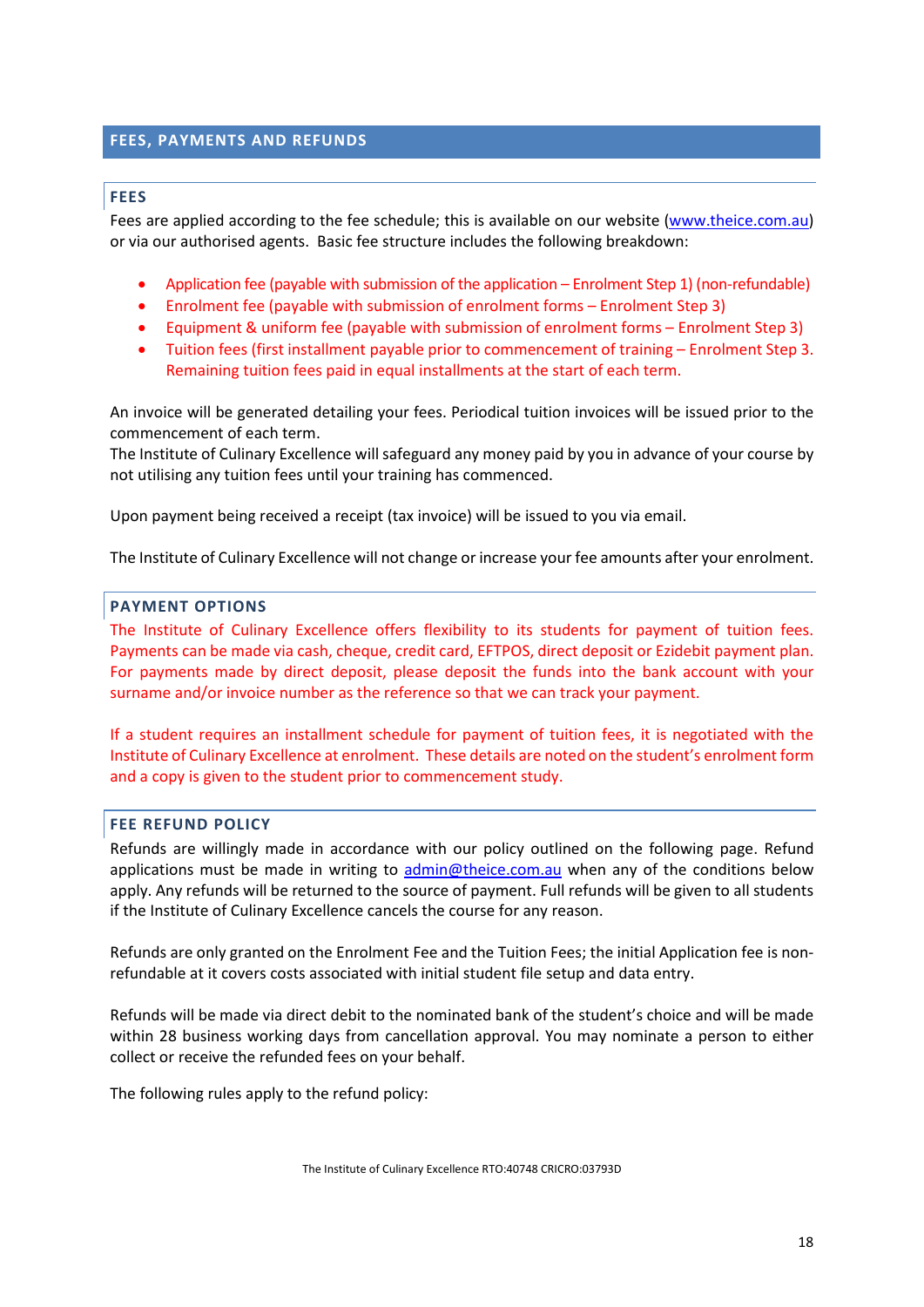## FEES, PAYMENTS AND REFUNDS

### FEES

Fees are applied according to the fee schedule; this is available on our website (www.theice.com.au) or via our authorised agents. Basic fee structure includes the following breakdown:

- Application fee (payable with submission of the application – Enrolment Step 1) (non-refundable)
- Enrolment fee (payable with submission of enrolment forms – Enrolment Step 3)
- Equipment & uniform fee (payable with submission of enrolment forms – Enrolment Step 3)
- Tuition fees (first installment payable prior to commencement of training – Enrolment Step 3. Remaining tuition fees paid in equal installments at the start of each term.

An invoice will be generated detailing your fees. Periodical tuition invoices will be issued prior to the commencement of each term.
The Institute of Culinary Excellence will safeguard any money paid by you in advance of your course by not utilising any tuition fees until your training has commenced.

Upon payment being received a receipt (tax invoice) will be issued to you via email.

The Institute of Culinary Excellence will not change or increase your fee amounts after your enrolment.

### PAYMENT OPTIONS

The Institute of Culinary Excellence offers flexibility to its students for payment of tuition fees. Payments can be made via cash, cheque, credit card, EFTPOS, direct deposit or Ezidebit payment plan. For payments made by direct deposit, please deposit the funds into the bank account with your surname and/or invoice number as the reference so that we can track your payment.

If a student requires an installment schedule for payment of tuition fees, it is negotiated with the Institute of Culinary Excellence at enrolment. These details are noted on the student's enrolment form and a copy is given to the student prior to commencement study.

### FEE REFUND POLICY

Refunds are willingly made in accordance with our policy outlined on the following page. Refund applications must be made in writing to admin@theice.com.au when any of the conditions below apply. Any refunds will be returned to the source of payment. Full refunds will be given to all students if the Institute of Culinary Excellence cancels the course for any reason.

Refunds are only granted on the Enrolment Fee and the Tuition Fees; the initial Application fee is non-refundable at it covers costs associated with initial student file setup and data entry.

Refunds will be made via direct debit to the nominated bank of the student's choice and will be made within 28 business working days from cancellation approval. You may nominate a person to either collect or receive the refunded fees on your behalf.

The following rules apply to the refund policy: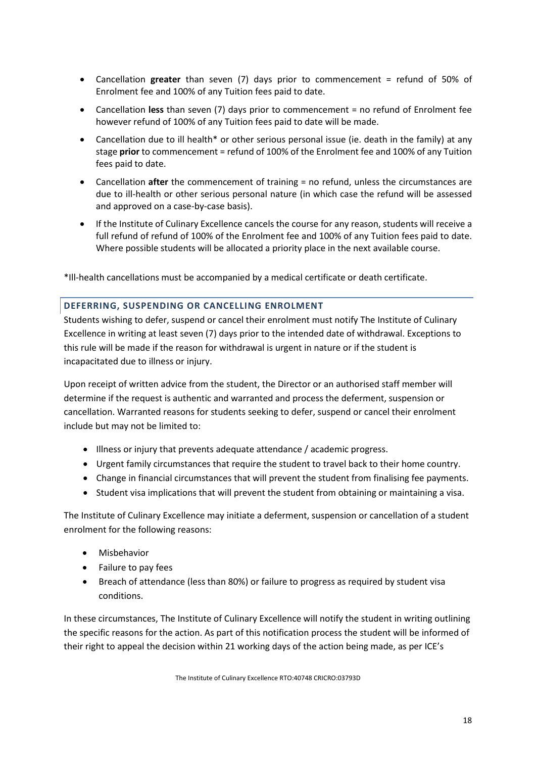- Cancellation **greater** than seven (7) days prior to commencement = refund of 50% of Enrolment fee and 100% of any Tuition fees paid to date.
- Cancellation **less** than seven (7) days prior to commencement = no refund of Enrolment fee however refund of 100% of any Tuition fees paid to date will be made.
- Cancellation due to ill health* or other serious personal issue (ie. death in the family) at any stage **prior** to commencement = refund of 100% of the Enrolment fee and 100% of any Tuition fees paid to date.
- Cancellation **after** the commencement of training = no refund, unless the circumstances are due to ill-health or other serious personal nature (in which case the refund will be assessed and approved on a case-by-case basis).
- If the Institute of Culinary Excellence cancels the course for any reason, students will receive a full refund of refund of 100% of the Enrolment fee and 100% of any Tuition fees paid to date. Where possible students will be allocated a priority place in the next available course.

*Ill-health cancellations must be accompanied by a medical certificate or death certificate.

### DEFERRING, SUSPENDING OR CANCELLING ENROLMENT

Students wishing to defer, suspend or cancel their enrolment must notify The Institute of Culinary Excellence in writing at least seven (7) days prior to the intended date of withdrawal. Exceptions to this rule will be made if the reason for withdrawal is urgent in nature or if the student is incapacitated due to illness or injury.

Upon receipt of written advice from the student, the Director or an authorised staff member will determine if the request is authentic and warranted and process the deferment, suspension or cancellation. Warranted reasons for students seeking to defer, suspend or cancel their enrolment include but may not be limited to:

- Illness or injury that prevents adequate attendance / academic progress.
- Urgent family circumstances that require the student to travel back to their home country.
- Change in financial circumstances that will prevent the student from finalising fee payments.
- Student visa implications that will prevent the student from obtaining or maintaining a visa.

The Institute of Culinary Excellence may initiate a deferment, suspension or cancellation of a student enrolment for the following reasons:

- Misbehavior
- Failure to pay fees
- Breach of attendance (less than 80%) or failure to progress as required by student visa conditions.

In these circumstances, The Institute of Culinary Excellence will notify the student in writing outlining the specific reasons for the action. As part of this notification process the student will be informed of their right to appeal the decision within 21 working days of the action being made, as per ICE's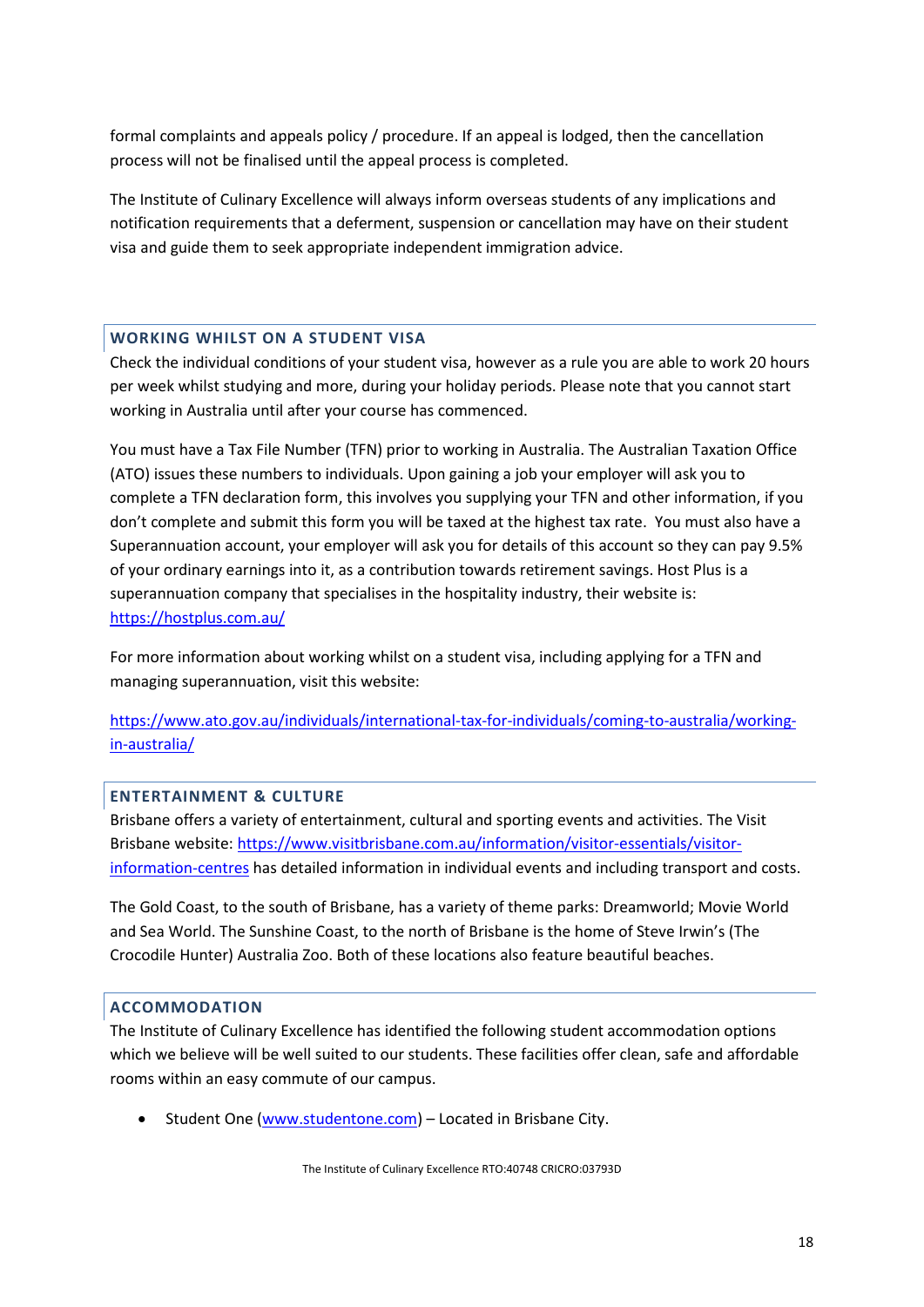formal complaints and appeals policy / procedure. If an appeal is lodged, then the cancellation process will not be finalised until the appeal process is completed.

The Institute of Culinary Excellence will always inform overseas students of any implications and notification requirements that a deferment, suspension or cancellation may have on their student visa and guide them to seek appropriate independent immigration advice.

## WORKING WHILST ON A STUDENT VISA

Check the individual conditions of your student visa, however as a rule you are able to work 20 hours per week whilst studying and more, during your holiday periods. Please note that you cannot start working in Australia until after your course has commenced.

You must have a Tax File Number (TFN) prior to working in Australia. The Australian Taxation Office (ATO) issues these numbers to individuals. Upon gaining a job your employer will ask you to complete a TFN declaration form, this involves you supplying your TFN and other information, if you don't complete and submit this form you will be taxed at the highest tax rate. You must also have a Superannuation account, your employer will ask you for details of this account so they can pay 9.5% of your ordinary earnings into it, as a contribution towards retirement savings. Host Plus is a superannuation company that specialises in the hospitality industry, their website is: https://hostplus.com.au/

For more information about working whilst on a student visa, including applying for a TFN and managing superannuation, visit this website:

https://www.ato.gov.au/individuals/international-tax-for-individuals/coming-to-australia/working-in-australia/

## ENTERTAINMENT & CULTURE

Brisbane offers a variety of entertainment, cultural and sporting events and activities. The Visit Brisbane website: https://www.visitbrisbane.com.au/information/visitor-essentials/visitor-information-centres has detailed information in individual events and including transport and costs.

The Gold Coast, to the south of Brisbane, has a variety of theme parks: Dreamworld; Movie World and Sea World. The Sunshine Coast, to the north of Brisbane is the home of Steve Irwin's (The Crocodile Hunter) Australia Zoo. Both of these locations also feature beautiful beaches.

## ACCOMMODATION

The Institute of Culinary Excellence has identified the following student accommodation options which we believe will be well suited to our students. These facilities offer clean, safe and affordable rooms within an easy commute of our campus.

- Student One (www.studentone.com) – Located in Brisbane City.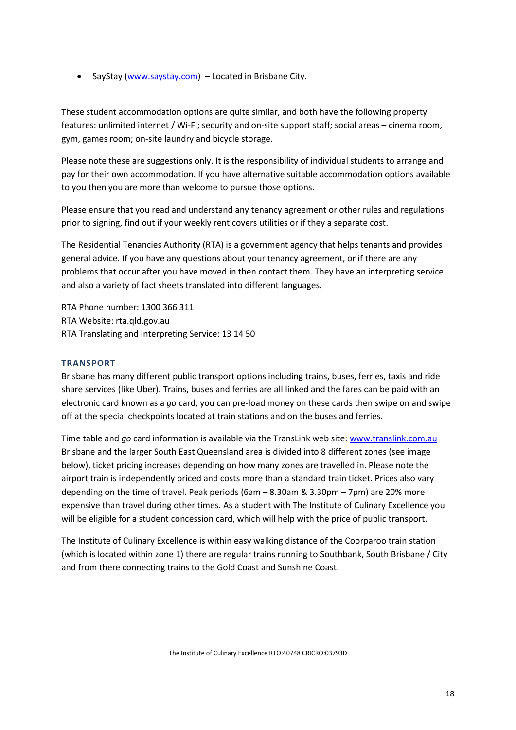- SayStay ([www.saystay.com](www.saystay.com)) – Located in Brisbane City.

These student accommodation options are quite similar, and both have the following property features: unlimited internet / Wi-Fi; security and on-site support staff; social areas – cinema room, gym, games room; on-site laundry and bicycle storage.

Please note these are suggestions only. It is the responsibility of individual students to arrange and pay for their own accommodation. If you have alternative suitable accommodation options available to you then you are more than welcome to pursue those options.

Please ensure that you read and understand any tenancy agreement or other rules and regulations prior to signing, find out if your weekly rent covers utilities or if they a separate cost.

The Residential Tenancies Authority (RTA) is a government agency that helps tenants and provides general advice. If you have any questions about your tenancy agreement, or if there are any problems that occur after you have moved in then contact them. They have an interpreting service and also a variety of fact sheets translated into different languages.

RTA Phone number: 1300 366 311
RTA Website: rta.qld.gov.au
RTA Translating and Interpreting Service: 13 14 50

## TRANSPORT

Brisbane has many different public transport options including trains, buses, ferries, taxis and ride share services (like Uber). Trains, buses and ferries are all linked and the fares can be paid with an electronic card known as a *go* card, you can pre-load money on these cards then swipe on and swipe off at the special checkpoints located at train stations and on the buses and ferries.

Time table and *go* card information is available via the TransLink web site: [www.translink.com.au](www.translink.com.au) Brisbane and the larger South East Queensland area is divided into 8 different zones (see image below), ticket pricing increases depending on how many zones are travelled in. Please note the airport train is independently priced and costs more than a standard train ticket. Prices also vary depending on the time of travel. Peak periods (6am – 8.30am & 3.30pm – 7pm) are 20% more expensive than travel during other times. As a student with The Institute of Culinary Excellence you will be eligible for a student concession card, which will help with the price of public transport.

The Institute of Culinary Excellence is within easy walking distance of the Coorparoo train station (which is located within zone 1) there are regular trains running to Southbank, South Brisbane / City and from there connecting trains to the Gold Coast and Sunshine Coast.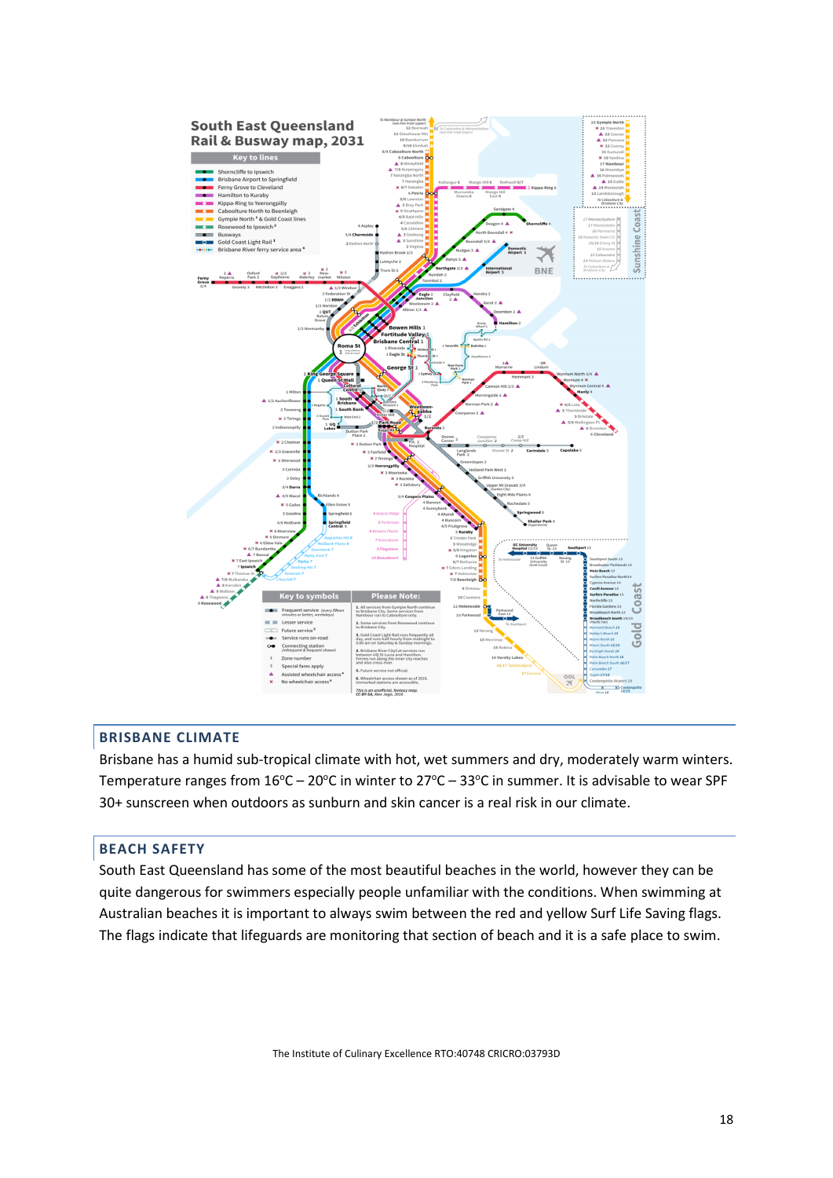## BRISBANE CLIMATE

Brisbane has a humid sub-tropical climate with hot, wet summers and dry, moderately warm winters. Temperature ranges from 16°C – 20°C in winter to 27°C – 33°C in summer. It is advisable to wear SPF 30+ sunscreen when outdoors as sunburn and skin cancer is a real risk in our climate.

## BEACH SAFETY

South East Queensland has some of the most beautiful beaches in the world, however they can be quite dangerous for swimmers especially people unfamiliar with the conditions. When swimming at Australian beaches it is important to always swim between the red and yellow Surf Life Saving flags. The flags indicate that lifeguards are monitoring that section of beach and it is a safe place to swim.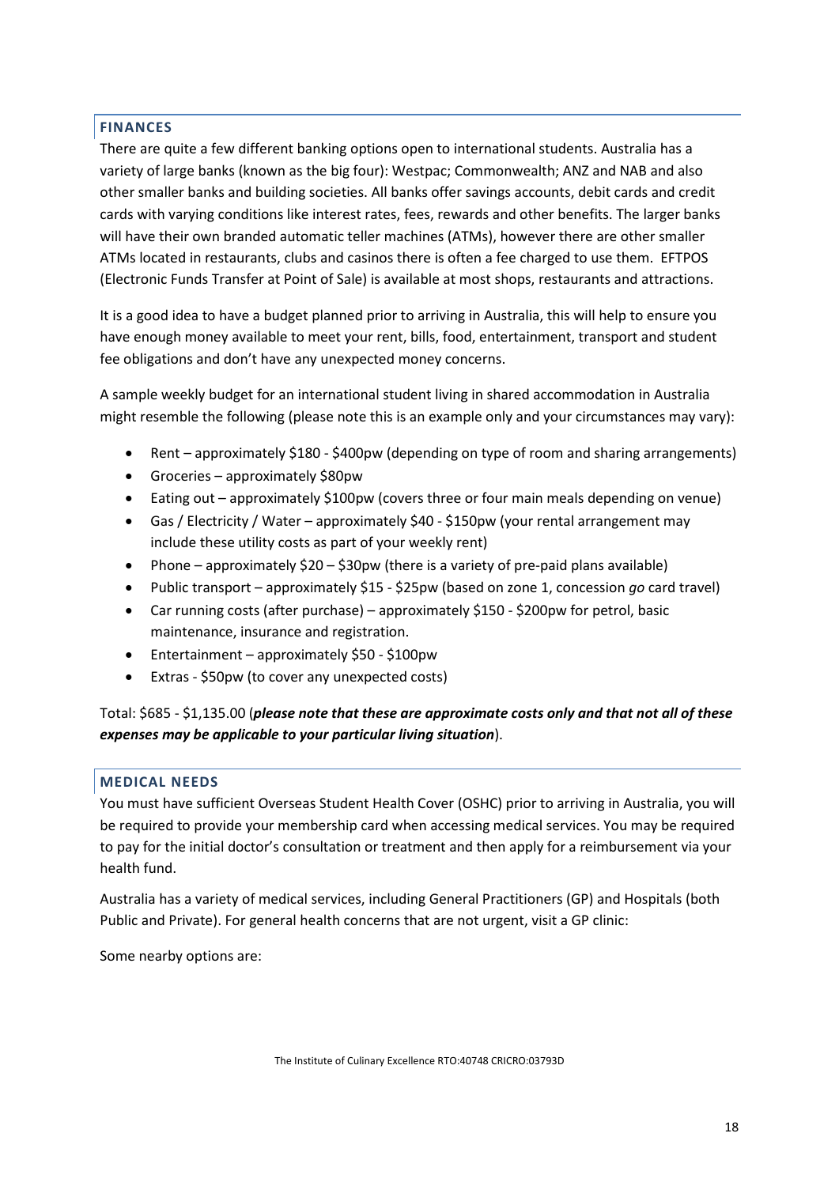## FINANCES

There are quite a few different banking options open to international students. Australia has a variety of large banks (known as the big four): Westpac; Commonwealth; ANZ and NAB and also other smaller banks and building societies. All banks offer savings accounts, debit cards and credit cards with varying conditions like interest rates, fees, rewards and other benefits. The larger banks will have their own branded automatic teller machines (ATMs), however there are other smaller ATMs located in restaurants, clubs and casinos there is often a fee charged to use them. EFTPOS (Electronic Funds Transfer at Point of Sale) is available at most shops, restaurants and attractions.

It is a good idea to have a budget planned prior to arriving in Australia, this will help to ensure you have enough money available to meet your rent, bills, food, entertainment, transport and student fee obligations and don't have any unexpected money concerns.

A sample weekly budget for an international student living in shared accommodation in Australia might resemble the following (please note this is an example only and your circumstances may vary):

- Rent – approximately $180 - $400pw (depending on type of room and sharing arrangements)
- Groceries – approximately $80pw
- Eating out – approximately $100pw (covers three or four main meals depending on venue)
- Gas / Electricity / Water – approximately $40 - $150pw (your rental arrangement may include these utility costs as part of your weekly rent)
- Phone – approximately $20 – $30pw (there is a variety of pre-paid plans available)
- Public transport – approximately $15 - $25pw (based on zone 1, concession *go* card travel)
- Car running costs (after purchase) – approximately $150 - $200pw for petrol, basic maintenance, insurance and registration.
- Entertainment – approximately $50 - $100pw
- Extras - $50pw (to cover any unexpected costs)

Total: $685 - $1,135.00 (***please note that these are approximate costs only and that not all of these expenses may be applicable to your particular living situation***).

## MEDICAL NEEDS

You must have sufficient Overseas Student Health Cover (OSHC) prior to arriving in Australia, you will be required to provide your membership card when accessing medical services. You may be required to pay for the initial doctor's consultation or treatment and then apply for a reimbursement via your health fund.

Australia has a variety of medical services, including General Practitioners (GP) and Hospitals (both Public and Private). For general health concerns that are not urgent, visit a GP clinic:

Some nearby options are:

The Institute of Culinary Excellence RTO:40748 CRICRO:03793D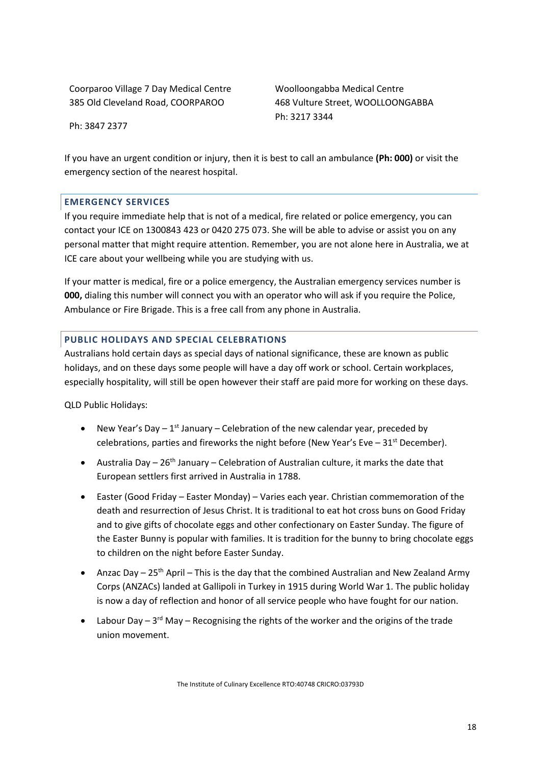Coorparoo Village 7 Day Medical Centre
385 Old Cleveland Road, COORPAROO

Ph: 3847 2377

Woolloongabba Medical Centre
468 Vulture Street, WOOLLOONGABBA
Ph: 3217 3344

If you have an urgent condition or injury, then it is best to call an ambulance **(Ph: 000)** or visit the emergency section of the nearest hospital.

## EMERGENCY SERVICES

If you require immediate help that is not of a medical, fire related or police emergency, you can contact your ICE on 1300843 423 or 0420 275 073. She will be able to advise or assist you on any personal matter that might require attention. Remember, you are not alone here in Australia, we at ICE care about your wellbeing while you are studying with us.

If your matter is medical, fire or a police emergency, the Australian emergency services number is **000,** dialing this number will connect you with an operator who will ask if you require the Police, Ambulance or Fire Brigade. This is a free call from any phone in Australia.

## PUBLIC HOLIDAYS AND SPECIAL CELEBRATIONS

Australians hold certain days as special days of national significance, these are known as public holidays, and on these days some people will have a day off work or school. Certain workplaces, especially hospitality, will still be open however their staff are paid more for working on these days.

QLD Public Holidays:

- New Year's Day – 1st January – Celebration of the new calendar year, preceded by celebrations, parties and fireworks the night before (New Year's Eve – 31st December).
- Australia Day – 26th January – Celebration of Australian culture, it marks the date that European settlers first arrived in Australia in 1788.
- Easter (Good Friday – Easter Monday) – Varies each year. Christian commemoration of the death and resurrection of Jesus Christ. It is traditional to eat hot cross buns on Good Friday and to give gifts of chocolate eggs and other confectionary on Easter Sunday. The figure of the Easter Bunny is popular with families. It is tradition for the bunny to bring chocolate eggs to children on the night before Easter Sunday.
- Anzac Day – 25th April – This is the day that the combined Australian and New Zealand Army Corps (ANZACs) landed at Gallipoli in Turkey in 1915 during World War 1. The public holiday is now a day of reflection and honor of all service people who have fought for our nation.
- Labour Day – 3rd May – Recognising the rights of the worker and the origins of the trade union movement.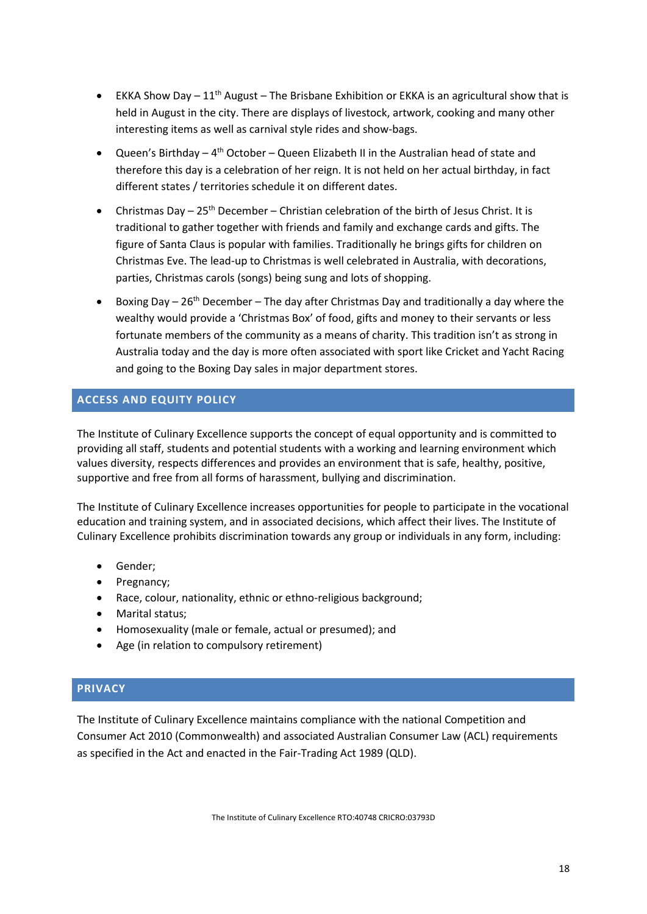- EKKA Show Day – 11th August – The Brisbane Exhibition or EKKA is an agricultural show that is held in August in the city. There are displays of livestock, artwork, cooking and many other interesting items as well as carnival style rides and show-bags.
- Queen's Birthday – 4th October – Queen Elizabeth II in the Australian head of state and therefore this day is a celebration of her reign. It is not held on her actual birthday, in fact different states / territories schedule it on different dates.
- Christmas Day – 25th December – Christian celebration of the birth of Jesus Christ. It is traditional to gather together with friends and family and exchange cards and gifts. The figure of Santa Claus is popular with families. Traditionally he brings gifts for children on Christmas Eve. The lead-up to Christmas is well celebrated in Australia, with decorations, parties, Christmas carols (songs) being sung and lots of shopping.
- Boxing Day – 26th December – The day after Christmas Day and traditionally a day where the wealthy would provide a 'Christmas Box' of food, gifts and money to their servants or less fortunate members of the community as a means of charity. This tradition isn't as strong in Australia today and the day is more often associated with sport like Cricket and Yacht Racing and going to the Boxing Day sales in major department stores.

## ACCESS AND EQUITY POLICY

The Institute of Culinary Excellence supports the concept of equal opportunity and is committed to providing all staff, students and potential students with a working and learning environment which values diversity, respects differences and provides an environment that is safe, healthy, positive, supportive and free from all forms of harassment, bullying and discrimination.

The Institute of Culinary Excellence increases opportunities for people to participate in the vocational education and training system, and in associated decisions, which affect their lives. The Institute of Culinary Excellence prohibits discrimination towards any group or individuals in any form, including:

- Gender;
- Pregnancy;
- Race, colour, nationality, ethnic or ethno-religious background;
- Marital status;
- Homosexuality (male or female, actual or presumed); and
- Age (in relation to compulsory retirement)

## PRIVACY

The Institute of Culinary Excellence maintains compliance with the national Competition and Consumer Act 2010 (Commonwealth) and associated Australian Consumer Law (ACL) requirements as specified in the Act and enacted in the Fair-Trading Act 1989 (QLD).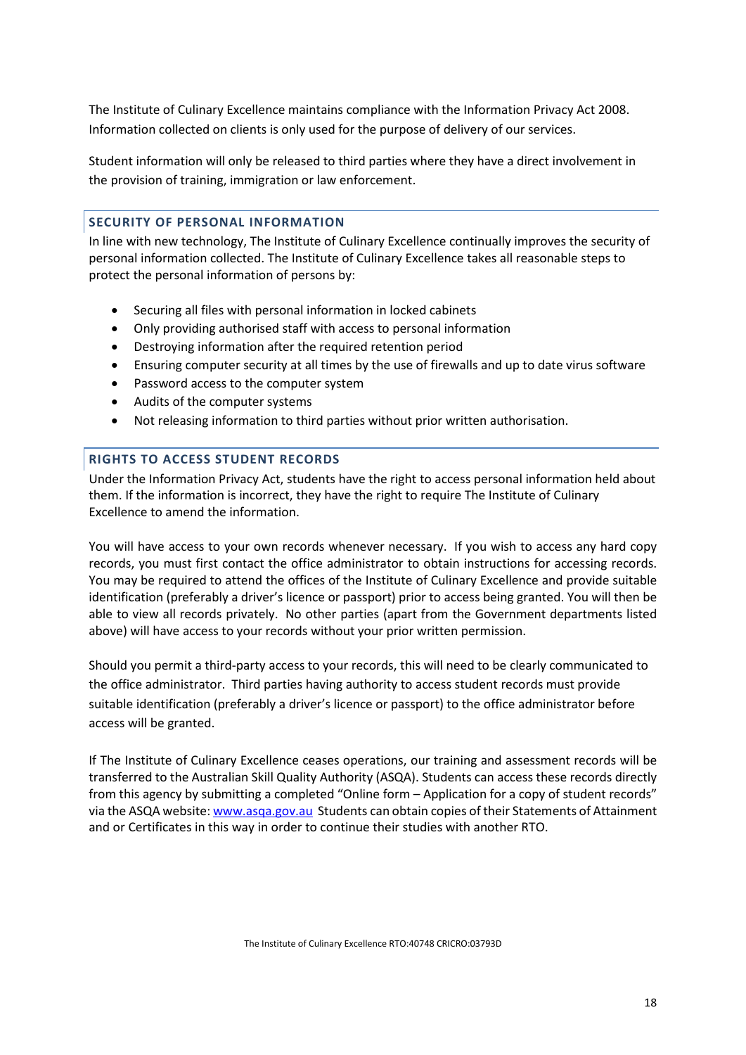The Institute of Culinary Excellence maintains compliance with the Information Privacy Act 2008. Information collected on clients is only used for the purpose of delivery of our services.

Student information will only be released to third parties where they have a direct involvement in the provision of training, immigration or law enforcement.

## SECURITY OF PERSONAL INFORMATION

In line with new technology, The Institute of Culinary Excellence continually improves the security of personal information collected. The Institute of Culinary Excellence takes all reasonable steps to protect the personal information of persons by:

- Securing all files with personal information in locked cabinets
- Only providing authorised staff with access to personal information
- Destroying information after the required retention period
- Ensuring computer security at all times by the use of firewalls and up to date virus software
- Password access to the computer system
- Audits of the computer systems
- Not releasing information to third parties without prior written authorisation.

## RIGHTS TO ACCESS STUDENT RECORDS

Under the Information Privacy Act, students have the right to access personal information held about them. If the information is incorrect, they have the right to require The Institute of Culinary Excellence to amend the information.

You will have access to your own records whenever necessary. If you wish to access any hard copy records, you must first contact the office administrator to obtain instructions for accessing records. You may be required to attend the offices of the Institute of Culinary Excellence and provide suitable identification (preferably a driver's licence or passport) prior to access being granted. You will then be able to view all records privately. No other parties (apart from the Government departments listed above) will have access to your records without your prior written permission.

Should you permit a third-party access to your records, this will need to be clearly communicated to the office administrator. Third parties having authority to access student records must provide suitable identification (preferably a driver's licence or passport) to the office administrator before access will be granted.

If The Institute of Culinary Excellence ceases operations, our training and assessment records will be transferred to the Australian Skill Quality Authority (ASQA). Students can access these records directly from this agency by submitting a completed "Online form – Application for a copy of student records" via the ASQA website: [www.asqa.gov.au](www.asqa.gov.au) Students can obtain copies of their Statements of Attainment and or Certificates in this way in order to continue their studies with another RTO.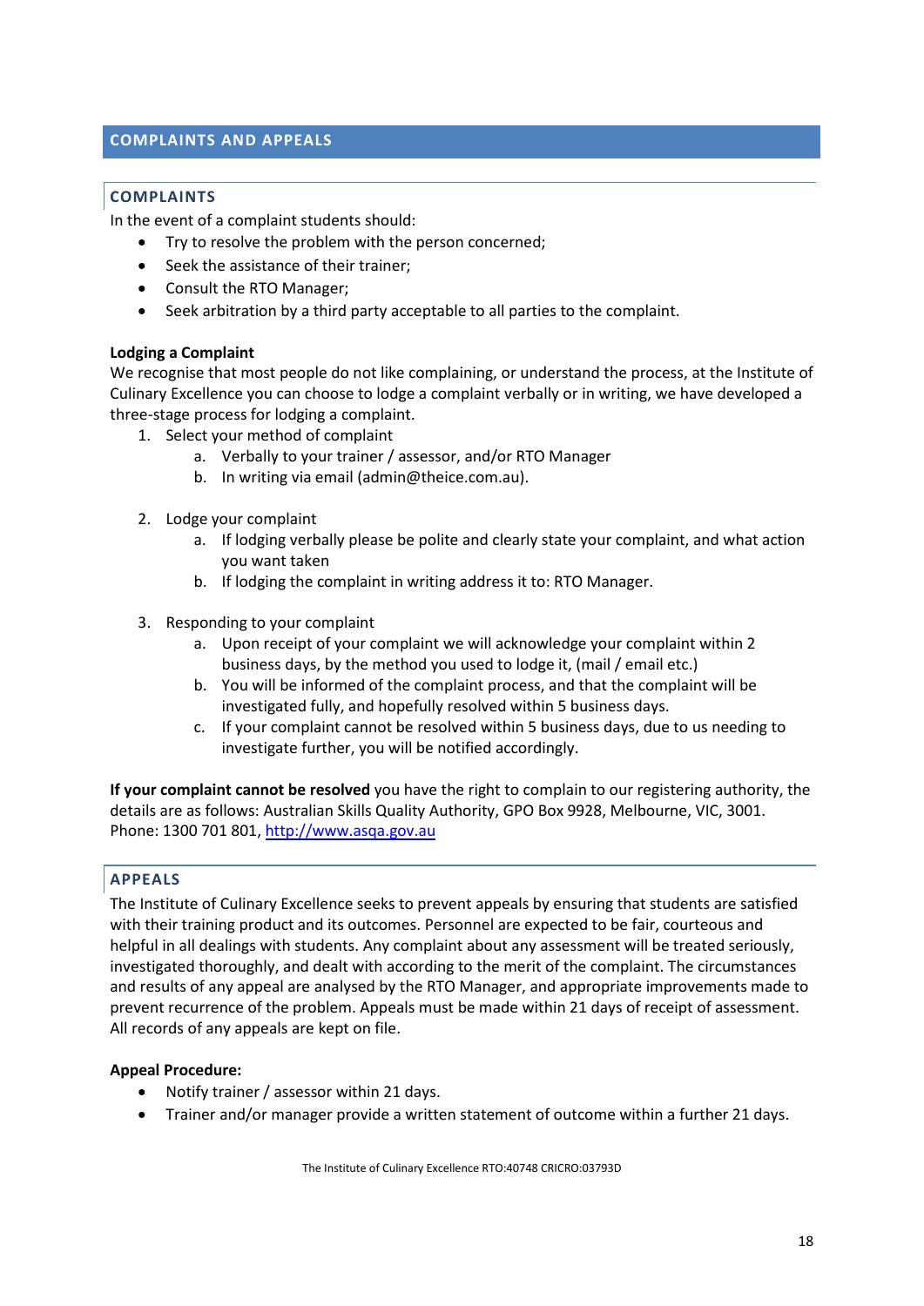## COMPLAINTS AND APPEALS

### COMPLAINTS

In the event of a complaint students should:

- Try to resolve the problem with the person concerned;
- Seek the assistance of their trainer;
- Consult the RTO Manager;
- Seek arbitration by a third party acceptable to all parties to the complaint.

**Lodging a Complaint**

We recognise that most people do not like complaining, or understand the process, at the Institute of Culinary Excellence you can choose to lodge a complaint verbally or in writing, we have developed a three-stage process for lodging a complaint.

1. Select your method of complaint
   a. Verbally to your trainer / assessor, and/or RTO Manager
   b. In writing via email (admin@theice.com.au).

2. Lodge your complaint
   a. If lodging verbally please be polite and clearly state your complaint, and what action you want taken
   b. If lodging the complaint in writing address it to: RTO Manager.

3. Responding to your complaint
   a. Upon receipt of your complaint we will acknowledge your complaint within 2 business days, by the method you used to lodge it, (mail / email etc.)
   b. You will be informed of the complaint process, and that the complaint will be investigated fully, and hopefully resolved within 5 business days.
   c. If your complaint cannot be resolved within 5 business days, due to us needing to investigate further, you will be notified accordingly.

**If your complaint cannot be resolved** you have the right to complain to our registering authority, the details are as follows: Australian Skills Quality Authority, GPO Box 9928, Melbourne, VIC, 3001. Phone: 1300 701 801, http://www.asqa.gov.au

### APPEALS

The Institute of Culinary Excellence seeks to prevent appeals by ensuring that students are satisfied with their training product and its outcomes. Personnel are expected to be fair, courteous and helpful in all dealings with students. Any complaint about any assessment will be treated seriously, investigated thoroughly, and dealt with according to the merit of the complaint. The circumstances and results of any appeal are analysed by the RTO Manager, and appropriate improvements made to prevent recurrence of the problem. Appeals must be made within 21 days of receipt of assessment. All records of any appeals are kept on file.

**Appeal Procedure:**

- Notify trainer / assessor within 21 days.
- Trainer and/or manager provide a written statement of outcome within a further 21 days.

The Institute of Culinary Excellence RTO:40748 CRICRO:03793D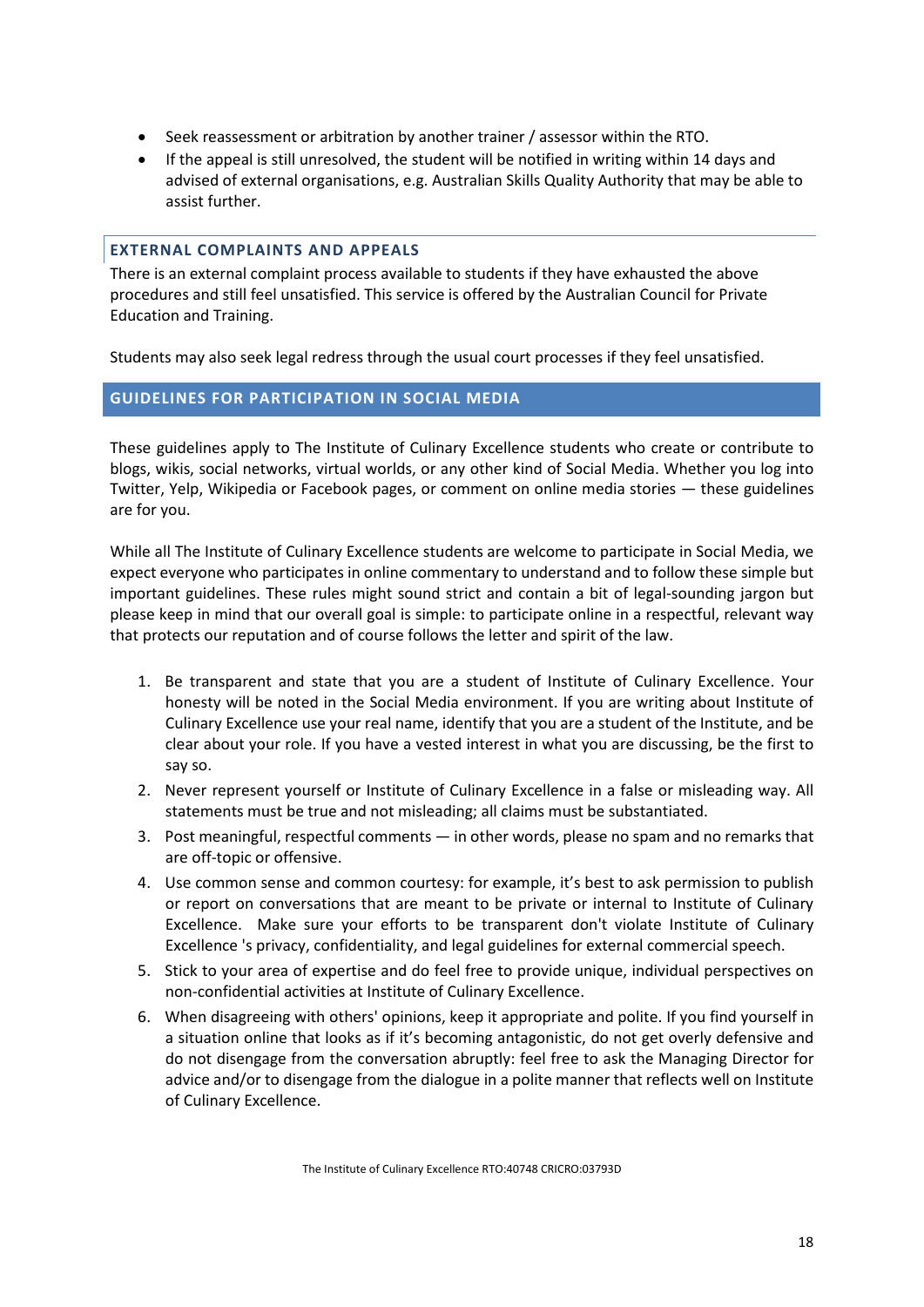- Seek reassessment or arbitration by another trainer / assessor within the RTO.
- If the appeal is still unresolved, the student will be notified in writing within 14 days and advised of external organisations, e.g. Australian Skills Quality Authority that may be able to assist further.

### EXTERNAL COMPLAINTS AND APPEALS

There is an external complaint process available to students if they have exhausted the above procedures and still feel unsatisfied. This service is offered by the Australian Council for Private Education and Training.

Students may also seek legal redress through the usual court processes if they feel unsatisfied.

## GUIDELINES FOR PARTICIPATION IN SOCIAL MEDIA

These guidelines apply to The Institute of Culinary Excellence students who create or contribute to blogs, wikis, social networks, virtual worlds, or any other kind of Social Media. Whether you log into Twitter, Yelp, Wikipedia or Facebook pages, or comment on online media stories — these guidelines are for you.

While all The Institute of Culinary Excellence students are welcome to participate in Social Media, we expect everyone who participates in online commentary to understand and to follow these simple but important guidelines. These rules might sound strict and contain a bit of legal-sounding jargon but please keep in mind that our overall goal is simple: to participate online in a respectful, relevant way that protects our reputation and of course follows the letter and spirit of the law.

1. Be transparent and state that you are a student of Institute of Culinary Excellence. Your honesty will be noted in the Social Media environment. If you are writing about Institute of Culinary Excellence use your real name, identify that you are a student of the Institute, and be clear about your role. If you have a vested interest in what you are discussing, be the first to say so.
2. Never represent yourself or Institute of Culinary Excellence in a false or misleading way. All statements must be true and not misleading; all claims must be substantiated.
3. Post meaningful, respectful comments — in other words, please no spam and no remarks that are off-topic or offensive.
4. Use common sense and common courtesy: for example, it's best to ask permission to publish or report on conversations that are meant to be private or internal to Institute of Culinary Excellence. Make sure your efforts to be transparent don't violate Institute of Culinary Excellence 's privacy, confidentiality, and legal guidelines for external commercial speech.
5. Stick to your area of expertise and do feel free to provide unique, individual perspectives on non-confidential activities at Institute of Culinary Excellence.
6. When disagreeing with others' opinions, keep it appropriate and polite. If you find yourself in a situation online that looks as if it's becoming antagonistic, do not get overly defensive and do not disengage from the conversation abruptly: feel free to ask the Managing Director for advice and/or to disengage from the dialogue in a polite manner that reflects well on Institute of Culinary Excellence.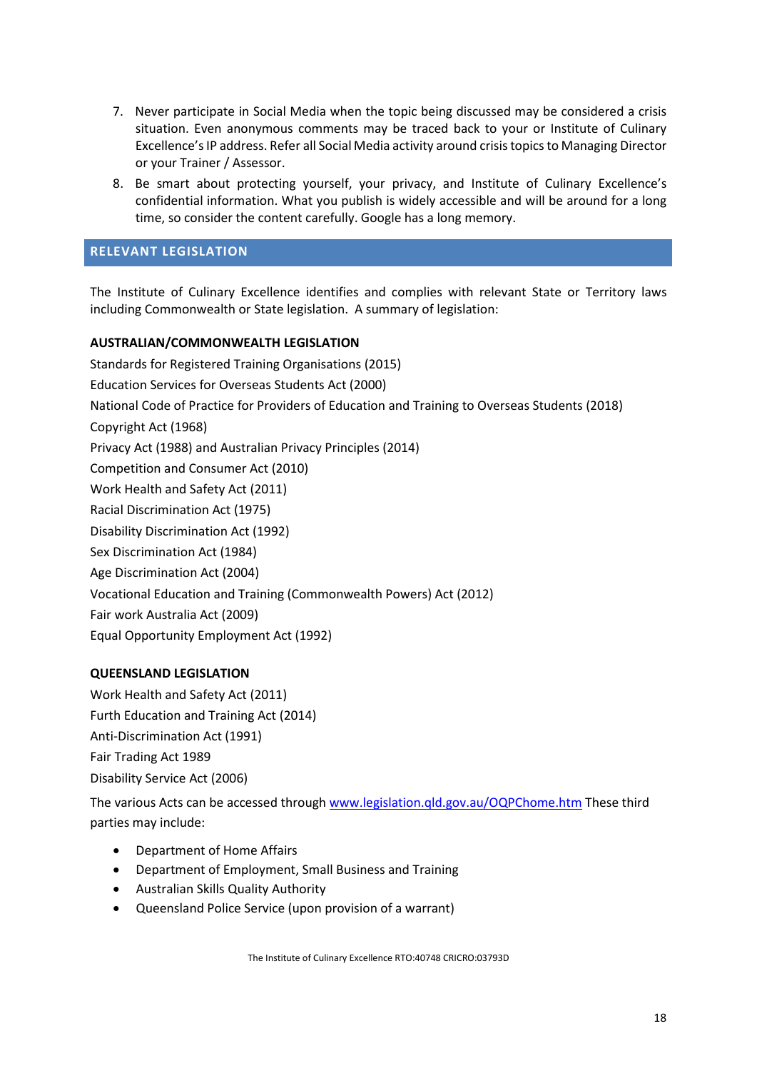7. Never participate in Social Media when the topic being discussed may be considered a crisis situation. Even anonymous comments may be traced back to your or Institute of Culinary Excellence's IP address. Refer all Social Media activity around crisis topics to Managing Director or your Trainer / Assessor.
8. Be smart about protecting yourself, your privacy, and Institute of Culinary Excellence's confidential information. What you publish is widely accessible and will be around for a long time, so consider the content carefully. Google has a long memory.

## RELEVANT LEGISLATION

The Institute of Culinary Excellence identifies and complies with relevant State or Territory laws including Commonwealth or State legislation. A summary of legislation:

**AUSTRALIAN/COMMONWEALTH LEGISLATION**

Standards for Registered Training Organisations (2015)
Education Services for Overseas Students Act (2000)
National Code of Practice for Providers of Education and Training to Overseas Students (2018)
Copyright Act (1968)
Privacy Act (1988) and Australian Privacy Principles (2014)
Competition and Consumer Act (2010)
Work Health and Safety Act (2011)
Racial Discrimination Act (1975)
Disability Discrimination Act (1992)
Sex Discrimination Act (1984)
Age Discrimination Act (2004)
Vocational Education and Training (Commonwealth Powers) Act (2012)
Fair work Australia Act (2009)
Equal Opportunity Employment Act (1992)

**QUEENSLAND LEGISLATION**

Work Health and Safety Act (2011)
Furth Education and Training Act (2014)
Anti-Discrimination Act (1991)
Fair Trading Act 1989
Disability Service Act (2006)

The various Acts can be accessed through [www.legislation.qld.gov.au/OQPChome.htm](www.legislation.qld.gov.au/OQPChome.htm) These third parties may include:

- Department of Home Affairs
- Department of Employment, Small Business and Training
- Australian Skills Quality Authority
- Queensland Police Service (upon provision of a warrant)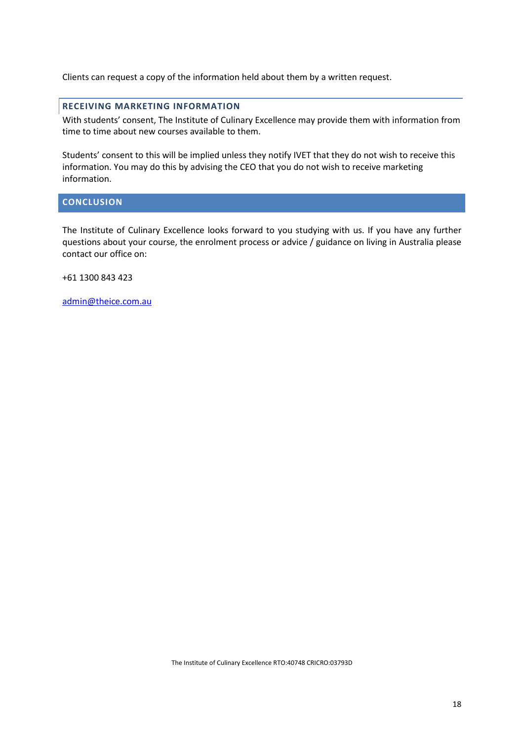Clients can request a copy of the information held about them by a written request.

### RECEIVING MARKETING INFORMATION

With students' consent, The Institute of Culinary Excellence may provide them with information from time to time about new courses available to them.

Students' consent to this will be implied unless they notify IVET that they do not wish to receive this information. You may do this by advising the CEO that you do not wish to receive marketing information.

## CONCLUSION

The Institute of Culinary Excellence looks forward to you studying with us. If you have any further questions about your course, the enrolment process or advice / guidance on living in Australia please contact our office on:

+61 1300 843 423

admin@theice.com.au